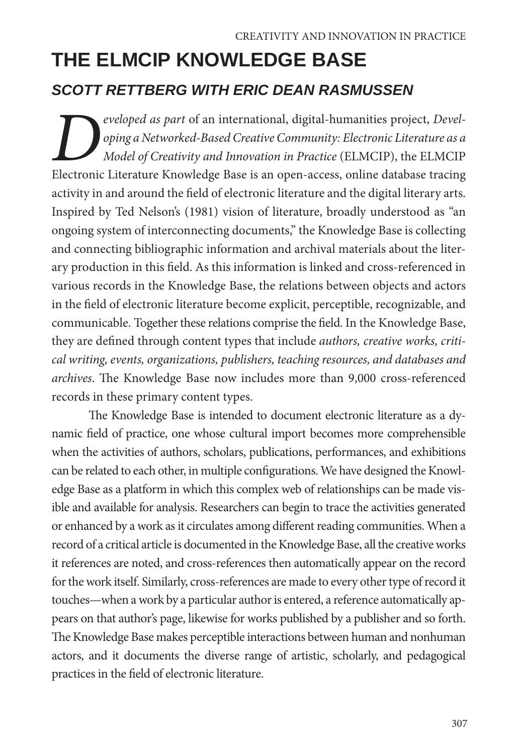# THE ELMCIP KNOWLEDGE BASE

## *SCOTT RETTBERG WITH ERIC DEAN RASMUSSEN*

*Developed as part* of an international, digital-humanities project, *Developing a Networked-Based Creative Community: Electronic Literature as a Model of Creativity and Innovation in Practice* (ELMCIP), the ELMCIP Electronic Literature Knowledge Base is an open-access, online database tracing activity in and around the field of electronic literature and the digital literary arts. Inspired by Ted Nelson's (1981) vision of literature, broadly understood as "an ongoing system of interconnecting documents," the Knowledge Base is collecting and connecting bibliographic information and archival materials about the literary production in this field. As this information is linked and cross-referenced in various records in the Knowledge Base, the relations between objects and actors in the field of electronic literature become explicit, perceptible, recognizable, and communicable. Together these relations comprise the field. In the Knowledge Base, they are defined through content types that include *authors, creative works, critical writing, events, organizations, publishers, teaching resources, and databases and archives*. The Knowledge Base now includes more than 9,000 cross-referenced records in these primary content types.

The Knowledge Base is intended to document electronic literature as a dynamic field of practice, one whose cultural import becomes more comprehensible when the activities of authors, scholars, publications, performances, and exhibitions can be related to each other, in multiple configurations. We have designed the Knowledge Base as a platform in which this complex web of relationships can be made visible and available for analysis. Researchers can begin to trace the activities generated or enhanced by a work as it circulates among different reading communities. When a record of a critical article is documented in the Knowledge Base, all the creative works it references are noted, and cross-references then automatically appear on the record for the work itself. Similarly, cross-references are made to every other type of record it touches—when a work by a particular author is entered, a reference automatically appears on that author's page, likewise for works published by a publisher and so forth. The Knowledge Base makes perceptible interactions between human and nonhuman actors, and it documents the diverse range of artistic, scholarly, and pedagogical practices in the field of electronic literature.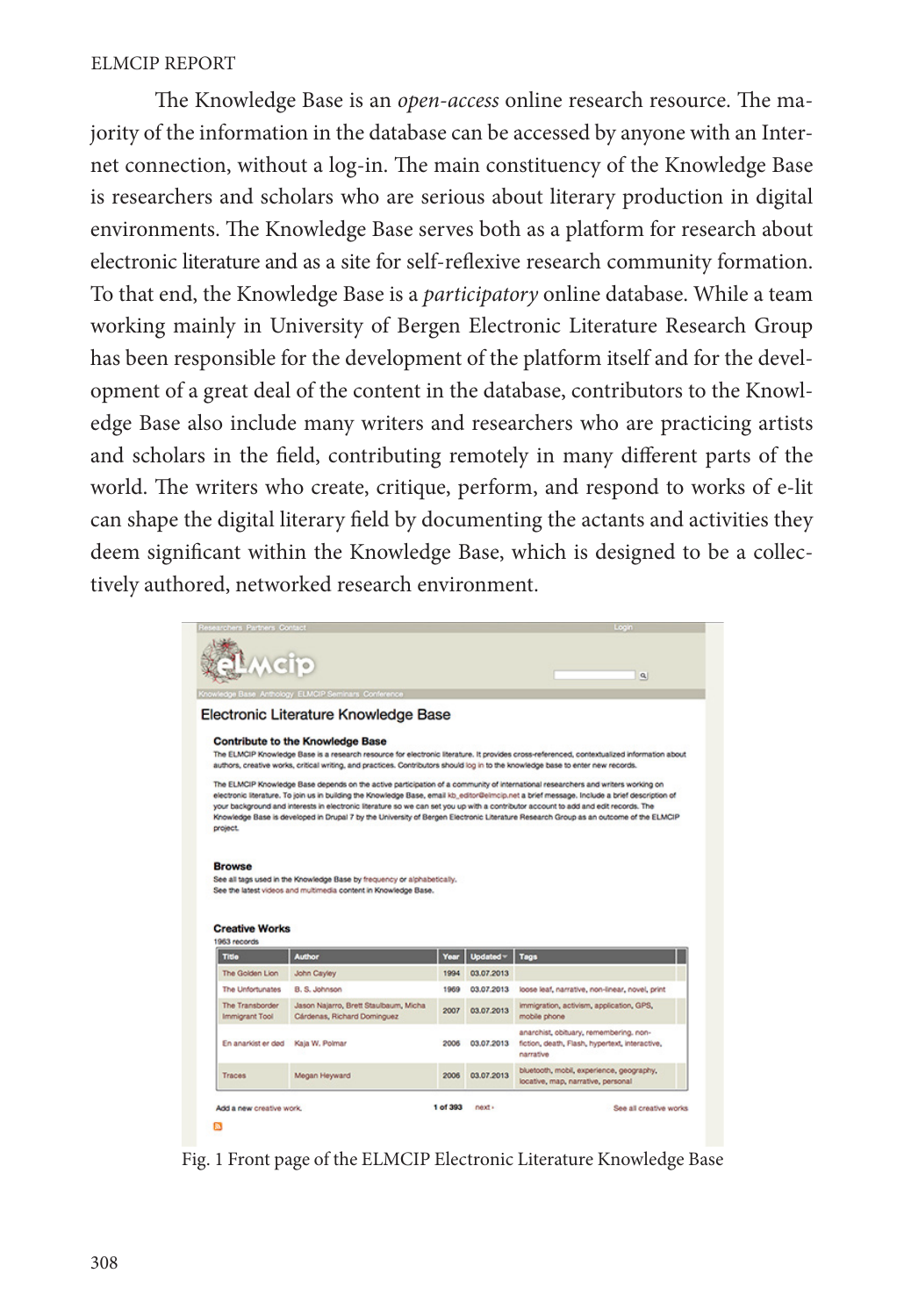The Knowledge Base is an *open-access* online research resource. The majority of the information in the database can be accessed by anyone with an Internet connection, without a log-in. The main constituency of the Knowledge Base is researchers and scholars who are serious about literary production in digital environments. The Knowledge Base serves both as a platform for research about electronic literature and as a site for self-reflexive research community formation. To that end, the Knowledge Base is a *participatory* online database. While a team working mainly in University of Bergen Electronic Literature Research Group has been responsible for the development of the platform itself and for the development of a great deal of the content in the database, contributors to the Knowledge Base also include many writers and researchers who are practicing artists and scholars in the field, contributing remotely in many different parts of the world. The writers who create, critique, perform, and respond to works of e-lit can shape the digital literary field by documenting the actants and activities they deem significant within the Knowledge Base, which is designed to be a collectively authored, networked research environment.

Fig. 1 Front page of the ELMCIP Electronic Literature Knowledge Base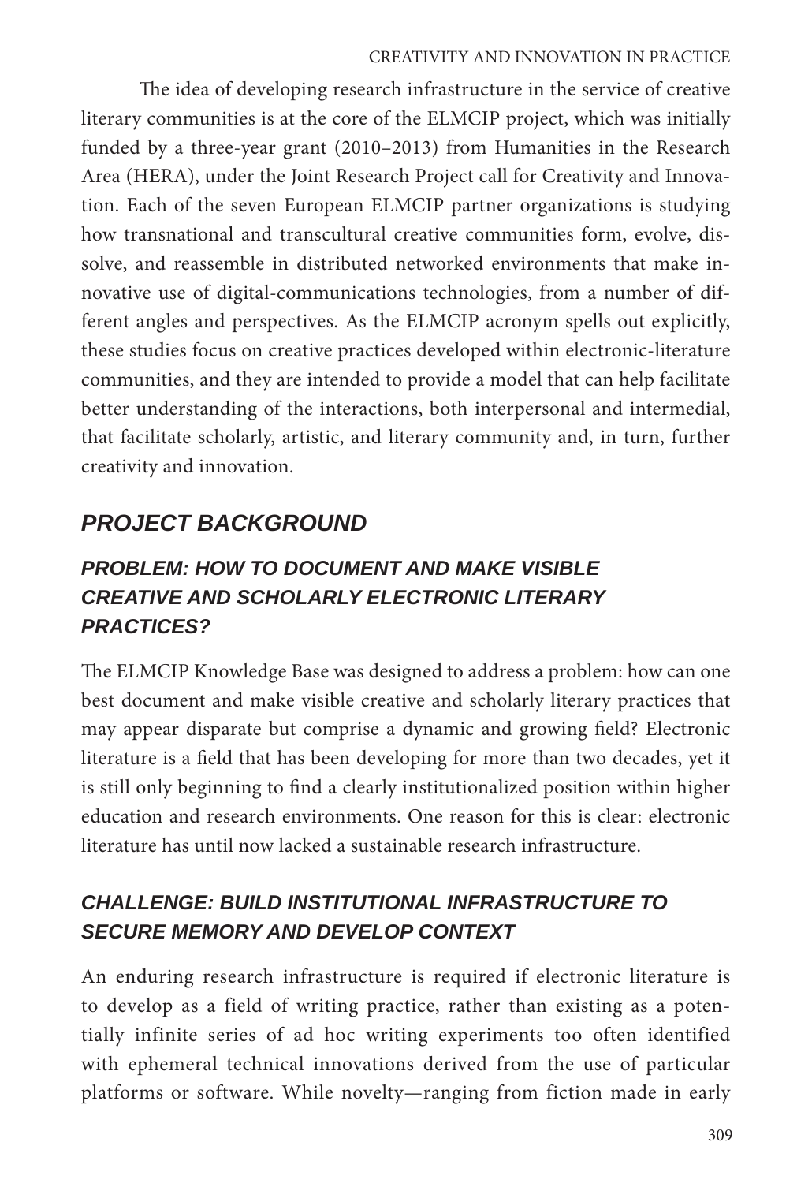The idea of developing research infrastructure in the service of creative literary communities is at the core of the ELMCIP project, which was initially funded by a three-year grant (2010–2013) from Humanities in the Research Area (HERA), under the Joint Research Project call for Creativity and Innovation. Each of the seven European ELMCIP partner organizations is studying how transnational and transcultural creative communities form, evolve, dissolve, and reassemble in distributed networked environments that make innovative use of digital-communications technologies, from a number of different angles and perspectives. As the ELMCIP acronym spells out explicitly, these studies focus on creative practices developed within electronic-literature communities, and they are intended to provide a model that can help facilitate better understanding of the interactions, both interpersonal and intermedial, that facilitate scholarly, artistic, and literary community and, in turn, further creativity and innovation.

## *PROJECT BACKGROUND*

### *PROBLEM: HOW TO DOCUMENT AND MAKE VISIBLE CREATIVE AND SCHOLARLY ELECTRONIC LITERARY PRACTICES?*

The ELMCIP Knowledge Base was designed to address a problem: how can one best document and make visible creative and scholarly literary practices that may appear disparate but comprise a dynamic and growing field? Electronic literature is a field that has been developing for more than two decades, yet it is still only beginning to find a clearly institutionalized position within higher education and research environments. One reason for this is clear: electronic literature has until now lacked a sustainable research infrastructure.

### *CHALLENGE: BUILD INSTITUTIONAL INFRASTRUCTURE TO SECURE MEMORY AND DEVELOP CONTEXT*

An enduring research infrastructure is required if electronic literature is to develop as a field of writing practice, rather than existing as a potentially infinite series of ad hoc writing experiments too often identified with ephemeral technical innovations derived from the use of particular platforms or software. While novelty—ranging from fiction made in early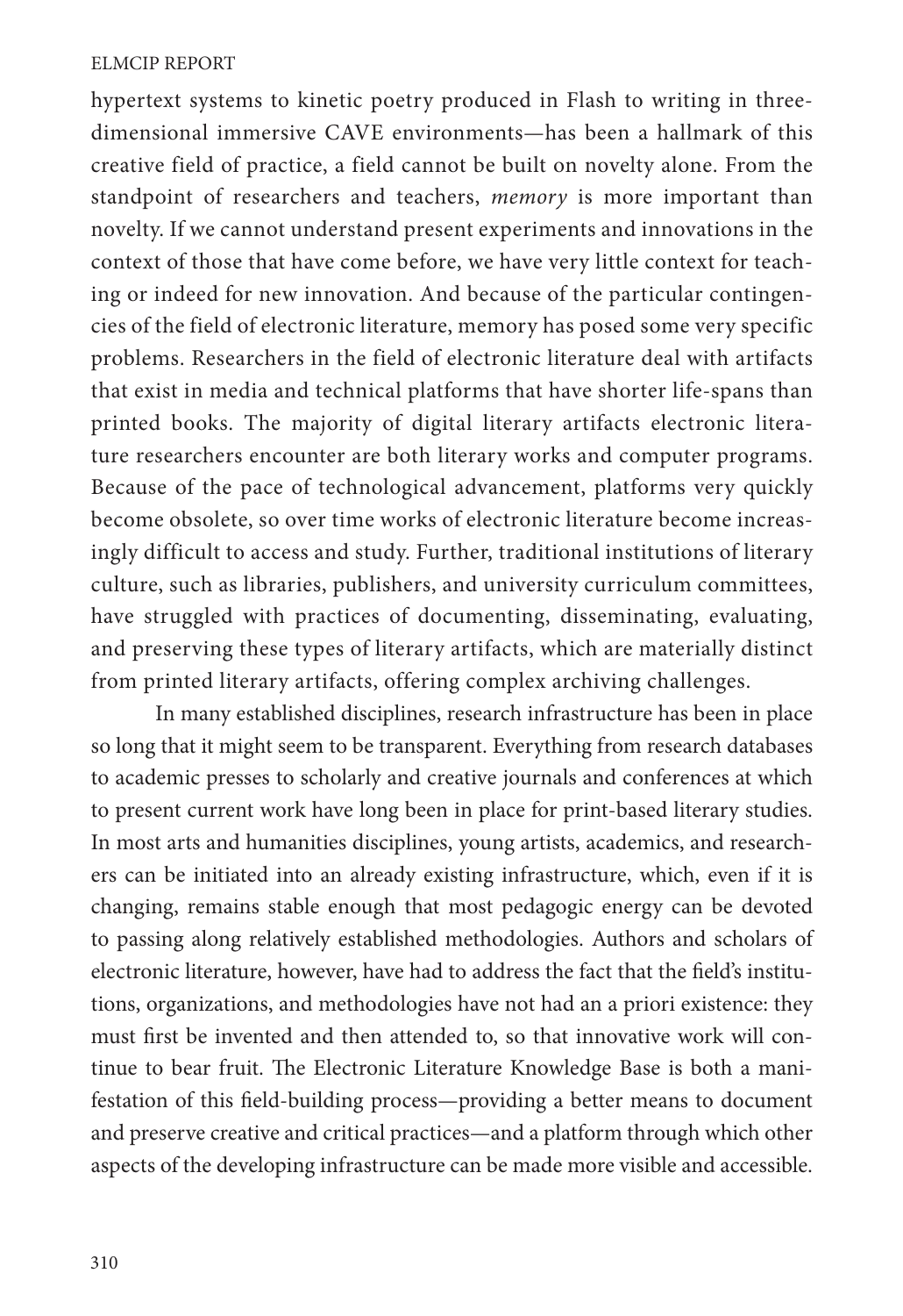hypertext systems to kinetic poetry produced in Flash to writing in three-dimensional immersive CAVE environments—has been a hallmark of this creative field of practice, a field cannot be built on novelty alone. From the standpoint of researchers and teachers, *memory* is more important than novelty. If we cannot understand present experiments and innovations in the context of those that have come before, we have very little context for teaching or indeed for new innovation. And because of the particular contingencies of the field of electronic literature, memory has posed some very specific problems. Researchers in the field of electronic literature deal with artifacts that exist in media and technical platforms that have shorter life-spans than printed books. The majority of digital literary artifacts electronic literature researchers encounter are both literary works and computer programs. Because of the pace of technological advancement, platforms very quickly become obsolete, so over time works of electronic literature become increasingly difficult to access and study. Further, traditional institutions of literary culture, such as libraries, publishers, and university curriculum committees, have struggled with practices of documenting, disseminating, evaluating, and preserving these types of literary artifacts, which are materially distinct from printed literary artifacts, offering complex archiving challenges.

In many established disciplines, research infrastructure has been in place so long that it might seem to be transparent. Everything from research databases to academic presses to scholarly and creative journals and conferences at which to present current work have long been in place for print-based literary studies. In most arts and humanities disciplines, young artists, academics, and researchers can be initiated into an already existing infrastructure, which, even if it is changing, remains stable enough that most pedagogic energy can be devoted to passing along relatively established methodologies. Authors and scholars of electronic literature, however, have had to address the fact that the field's institutions, organizations, and methodologies have not had an a priori existence: they must first be invented and then attended to, so that innovative work will continue to bear fruit. The Electronic Literature Knowledge Base is both a manifestation of this field-building process—providing a better means to document and preserve creative and critical practices—and a platform through which other aspects of the developing infrastructure can be made more visible and accessible.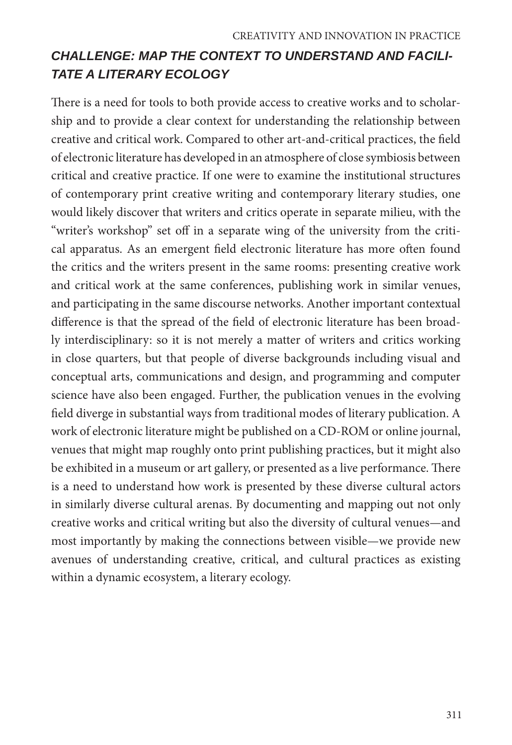## CHALLENGE: MAP THE CONTEXT TO UNDERSTAND AND FACILITATE A LITERARY ECOLOGY

There is a need for tools to both provide access to creative works and to scholarship and to provide a clear context for understanding the relationship between creative and critical work. Compared to other art-and-critical practices, the field of electronic literature has developed in an atmosphere of close symbiosis between critical and creative practice. If one were to examine the institutional structures of contemporary print creative writing and contemporary literary studies, one would likely discover that writers and critics operate in separate milieu, with the "writer's workshop" set off in a separate wing of the university from the critical apparatus. As an emergent field electronic literature has more often found the critics and the writers present in the same rooms: presenting creative work and critical work at the same conferences, publishing work in similar venues, and participating in the same discourse networks. Another important contextual difference is that the spread of the field of electronic literature has been broadly interdisciplinary: so it is not merely a matter of writers and critics working in close quarters, but that people of diverse backgrounds including visual and conceptual arts, communications and design, and programming and computer science have also been engaged. Further, the publication venues in the evolving field diverge in substantial ways from traditional modes of literary publication. A work of electronic literature might be published on a CD-ROM or online journal, venues that might map roughly onto print publishing practices, but it might also be exhibited in a museum or art gallery, or presented as a live performance. There is a need to understand how work is presented by these diverse cultural actors in similarly diverse cultural arenas. By documenting and mapping out not only creative works and critical writing but also the diversity of cultural venues—and most importantly by making the connections between visible—we provide new avenues of understanding creative, critical, and cultural practices as existing within a dynamic ecosystem, a literary ecology.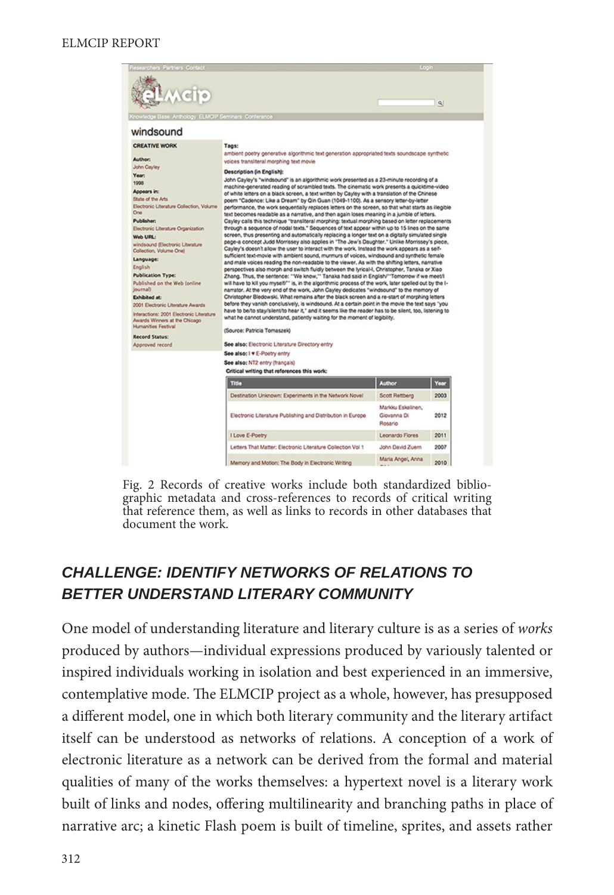Fig. 2 Records of creative works include both standardized bibliographic metadata and cross-references to records of critical writing that reference them, as well as links to records in other databases that document the work.

## CHALLENGE: IDENTIFY NETWORKS OF RELATIONS TO BETTER UNDERSTAND LITERARY COMMUNITY

One model of understanding literature and literary culture is as a series of *works* produced by authors—individual expressions produced by variously talented or inspired individuals working in isolation and best experienced in an immersive, contemplative mode. The ELMCIP project as a whole, however, has presupposed a different model, one in which both literary community and the literary artifact itself can be understood as networks of relations. A conception of a work of electronic literature as a network can be derived from the formal and material qualities of many of the works themselves: a hypertext novel is a literary work built of links and nodes, offering multilinearity and branching paths in place of narrative arc; a kinetic Flash poem is built of timeline, sprites, and assets rather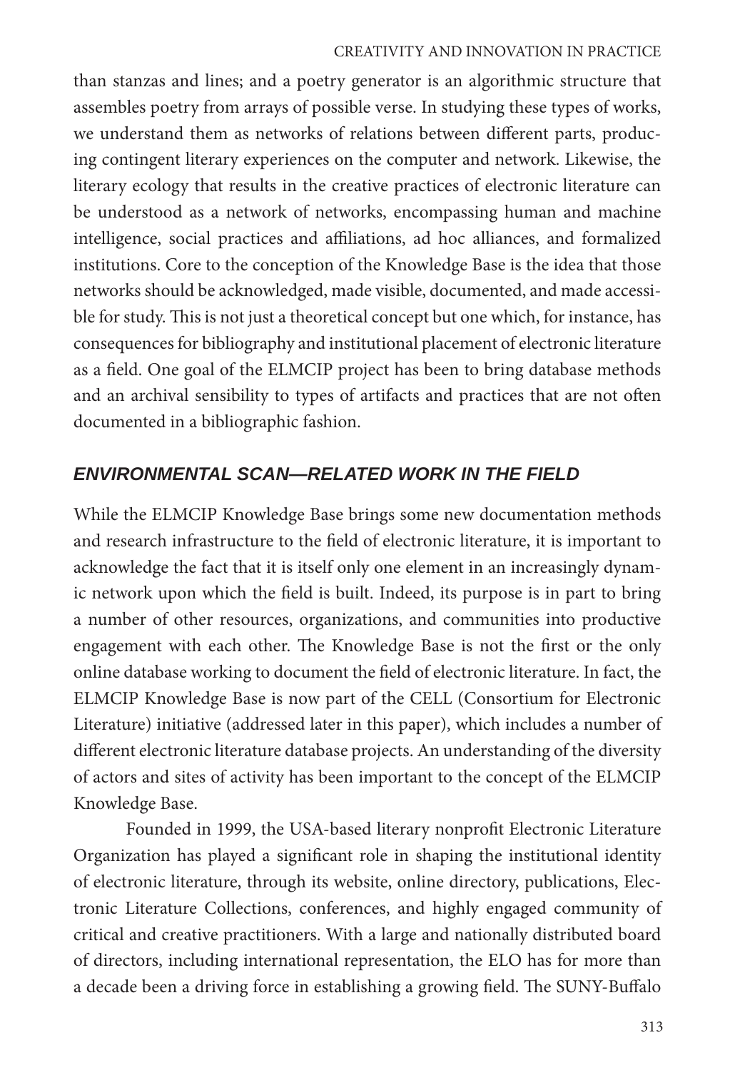than stanzas and lines; and a poetry generator is an algorithmic structure that assembles poetry from arrays of possible verse. In studying these types of works, we understand them as networks of relations between different parts, producing contingent literary experiences on the computer and network. Likewise, the literary ecology that results in the creative practices of electronic literature can be understood as a network of networks, encompassing human and machine intelligence, social practices and affiliations, ad hoc alliances, and formalized institutions. Core to the conception of the Knowledge Base is the idea that those networks should be acknowledged, made visible, documented, and made accessible for study. This is not just a theoretical concept but one which, for instance, has consequences for bibliography and institutional placement of electronic literature as a field. One goal of the ELMCIP project has been to bring database methods and an archival sensibility to types of artifacts and practices that are not often documented in a bibliographic fashion.

## *ENVIRONMENTAL SCAN—RELATED WORK IN THE FIELD*

While the ELMCIP Knowledge Base brings some new documentation methods and research infrastructure to the field of electronic literature, it is important to acknowledge the fact that it is itself only one element in an increasingly dynamic network upon which the field is built. Indeed, its purpose is in part to bring a number of other resources, organizations, and communities into productive engagement with each other. The Knowledge Base is not the first or the only online database working to document the field of electronic literature. In fact, the ELMCIP Knowledge Base is now part of the CELL (Consortium for Electronic Literature) initiative (addressed later in this paper), which includes a number of different electronic literature database projects. An understanding of the diversity of actors and sites of activity has been important to the concept of the ELMCIP Knowledge Base.

Founded in 1999, the USA-based literary nonprofit Electronic Literature Organization has played a significant role in shaping the institutional identity of electronic literature, through its website, online directory, publications, Electronic Literature Collections, conferences, and highly engaged community of critical and creative practitioners. With a large and nationally distributed board of directors, including international representation, the ELO has for more than a decade been a driving force in establishing a growing field. The SUNY-Buffalo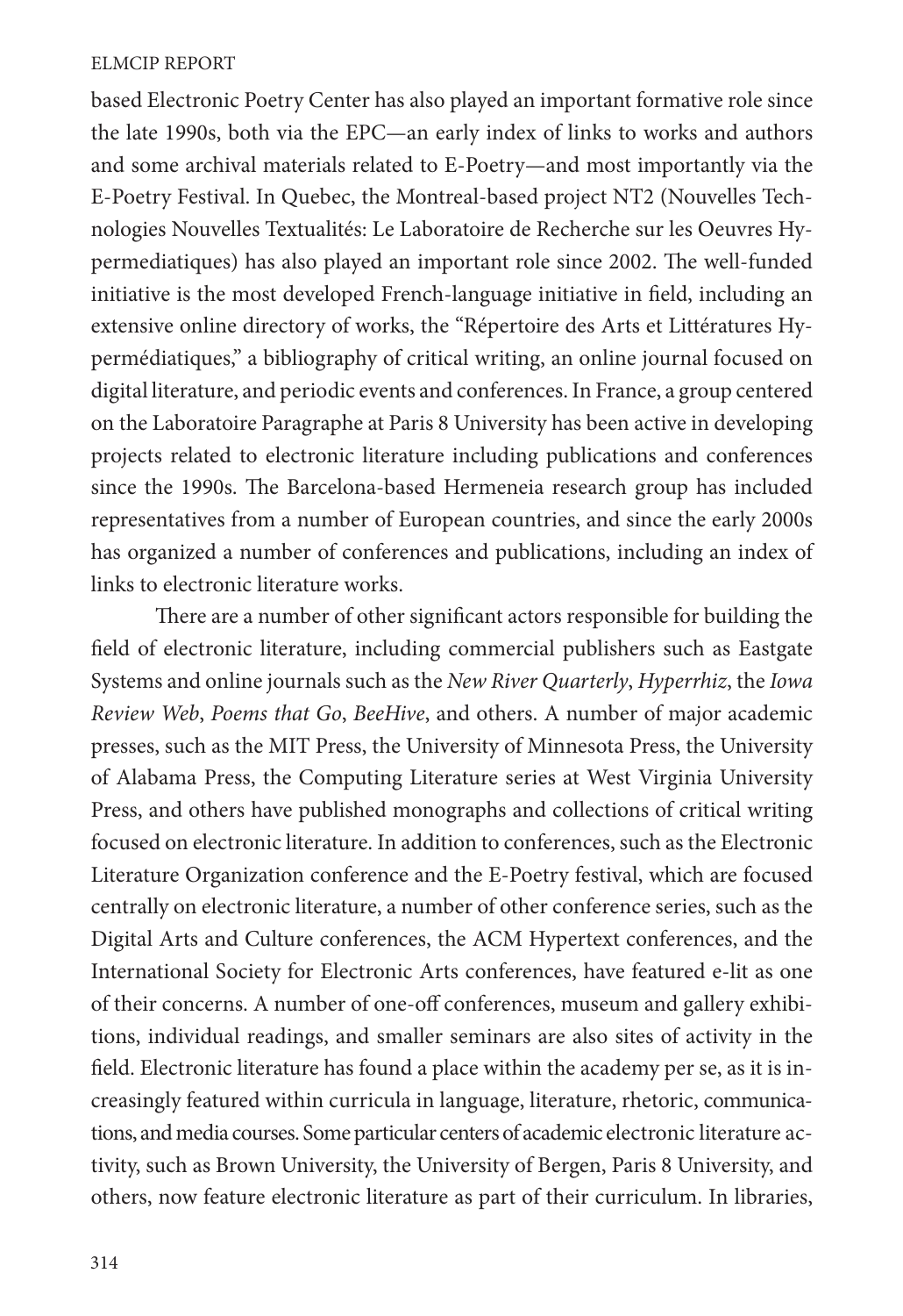based Electronic Poetry Center has also played an important formative role since the late 1990s, both via the EPC—an early index of links to works and authors and some archival materials related to E-Poetry—and most importantly via the E-Poetry Festival. In Quebec, the Montreal-based project NT2 (Nouvelles Technologies Nouvelles Textualités: Le Laboratoire de Recherche sur les Oeuvres Hypermediatiques) has also played an important role since 2002. The well-funded initiative is the most developed French-language initiative in field, including an extensive online directory of works, the "Répertoire des Arts et Littératures Hypermédiatiques," a bibliography of critical writing, an online journal focused on digital literature, and periodic events and conferences. In France, a group centered on the Laboratoire Paragraphe at Paris 8 University has been active in developing projects related to electronic literature including publications and conferences since the 1990s. The Barcelona-based Hermeneia research group has included representatives from a number of European countries, and since the early 2000s has organized a number of conferences and publications, including an index of links to electronic literature works.

There are a number of other significant actors responsible for building the field of electronic literature, including commercial publishers such as Eastgate Systems and online journals such as the *New River Quarterly*, *Hyperrhiz*, the *Iowa Review Web*, *Poems that Go*, *BeeHive*, and others. A number of major academic presses, such as the MIT Press, the University of Minnesota Press, the University of Alabama Press, the Computing Literature series at West Virginia University Press, and others have published monographs and collections of critical writing focused on electronic literature. In addition to conferences, such as the Electronic Literature Organization conference and the E-Poetry festival, which are focused centrally on electronic literature, a number of other conference series, such as the Digital Arts and Culture conferences, the ACM Hypertext conferences, and the International Society for Electronic Arts conferences, have featured e-lit as one of their concerns. A number of one-off conferences, museum and gallery exhibitions, individual readings, and smaller seminars are also sites of activity in the field. Electronic literature has found a place within the academy per se, as it is increasingly featured within curricula in language, literature, rhetoric, communications, and media courses. Some particular centers of academic electronic literature activity, such as Brown University, the University of Bergen, Paris 8 University, and others, now feature electronic literature as part of their curriculum. In libraries,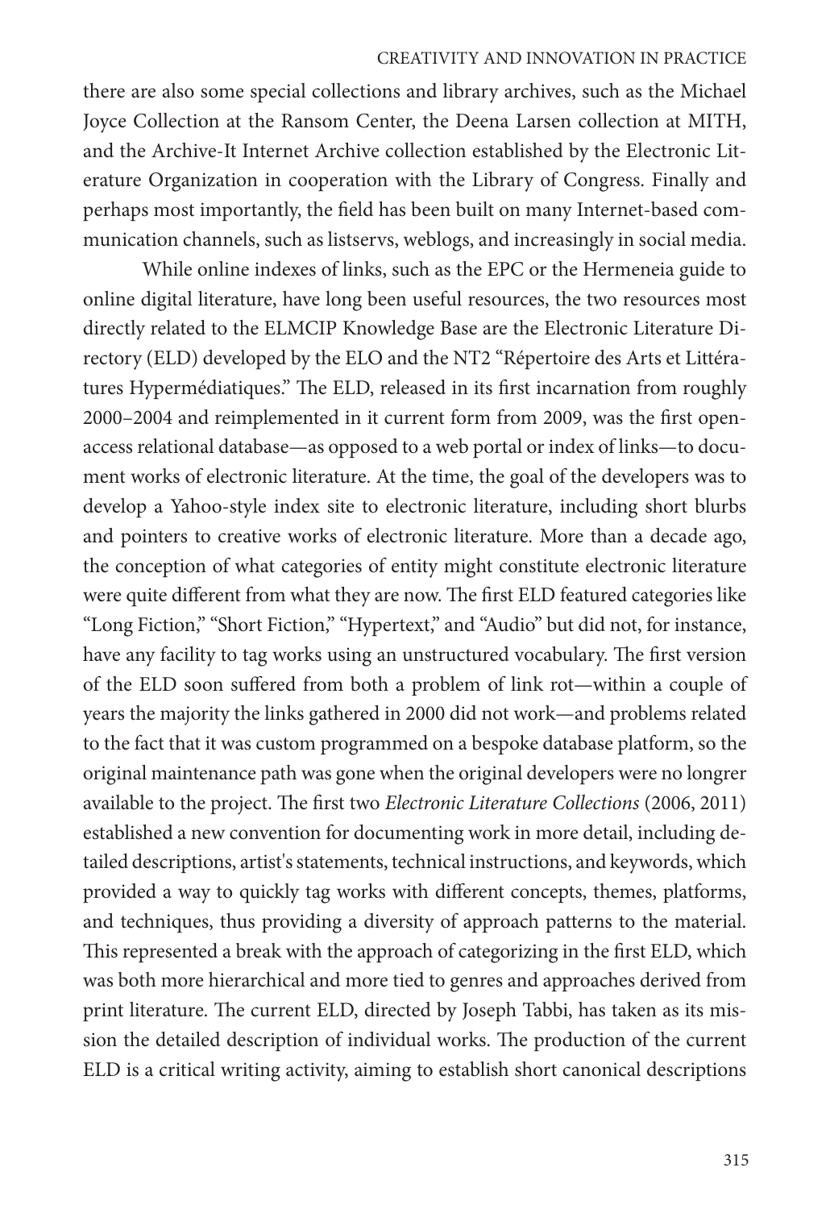there are also some special collections and library archives, such as the Michael Joyce Collection at the Ransom Center, the Deena Larsen collection at MITH, and the Archive-It Internet Archive collection established by the Electronic Literature Organization in cooperation with the Library of Congress. Finally and perhaps most importantly, the field has been built on many Internet-based communication channels, such as listservs, weblogs, and increasingly in social media.

While online indexes of links, such as the EPC or the Hermeneia guide to online digital literature, have long been useful resources, the two resources most directly related to the ELMCIP Knowledge Base are the Electronic Literature Directory (ELD) developed by the ELO and the NT2 "Répertoire des Arts et Littératures Hypermédiatiques." The ELD, released in its first incarnation from roughly 2000–2004 and reimplemented in it current form from 2009, was the first open-access relational database—as opposed to a web portal or index of links—to document works of electronic literature. At the time, the goal of the developers was to develop a Yahoo-style index site to electronic literature, including short blurbs and pointers to creative works of electronic literature. More than a decade ago, the conception of what categories of entity might constitute electronic literature were quite different from what they are now. The first ELD featured categories like "Long Fiction," "Short Fiction," "Hypertext," and "Audio" but did not, for instance, have any facility to tag works using an unstructured vocabulary. The first version of the ELD soon suffered from both a problem of link rot—within a couple of years the majority the links gathered in 2000 did not work—and problems related to the fact that it was custom programmed on a bespoke database platform, so the original maintenance path was gone when the original developers were no longrer available to the project. The first two *Electronic Literature Collections* (2006, 2011) established a new convention for documenting work in more detail, including detailed descriptions, artist's statements, technical instructions, and keywords, which provided a way to quickly tag works with different concepts, themes, platforms, and techniques, thus providing a diversity of approach patterns to the material. This represented a break with the approach of categorizing in the first ELD, which was both more hierarchical and more tied to genres and approaches derived from print literature. The current ELD, directed by Joseph Tabbi, has taken as its mission the detailed description of individual works. The production of the current ELD is a critical writing activity, aiming to establish short canonical descriptions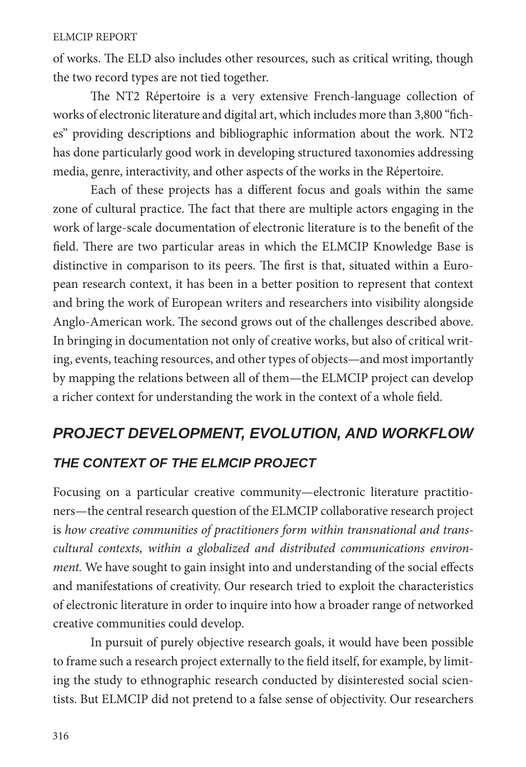of works. The ELD also includes other resources, such as critical writing, though the two record types are not tied together.

The NT2 Répertoire is a very extensive French-language collection of works of electronic literature and digital art, which includes more than 3,800 "fiches" providing descriptions and bibliographic information about the work. NT2 has done particularly good work in developing structured taxonomies addressing media, genre, interactivity, and other aspects of the works in the Répertoire.

Each of these projects has a different focus and goals within the same zone of cultural practice. The fact that there are multiple actors engaging in the work of large-scale documentation of electronic literature is to the benefit of the field. There are two particular areas in which the ELMCIP Knowledge Base is distinctive in comparison to its peers. The first is that, situated within a European research context, it has been in a better position to represent that context and bring the work of European writers and researchers into visibility alongside Anglo-American work. The second grows out of the challenges described above. In bringing in documentation not only of creative works, but also of critical writing, events, teaching resources, and other types of objects—and most importantly by mapping the relations between all of them—the ELMCIP project can develop a richer context for understanding the work in the context of a whole field.

## *PROJECT DEVELOPMENT, EVOLUTION, AND WORKFLOW*

### *THE CONTEXT OF THE ELMCIP PROJECT*

Focusing on a particular creative community—electronic literature practitioners—the central research question of the ELMCIP collaborative research project is *how creative communities of practitioners form within transnational and transcultural contexts, within a globalized and distributed communications environment.* We have sought to gain insight into and understanding of the social effects and manifestations of creativity. Our research tried to exploit the characteristics of electronic literature in order to inquire into how a broader range of networked creative communities could develop.

In pursuit of purely objective research goals, it would have been possible to frame such a research project externally to the field itself, for example, by limiting the study to ethnographic research conducted by disinterested social scientists. But ELMCIP did not pretend to a false sense of objectivity. Our researchers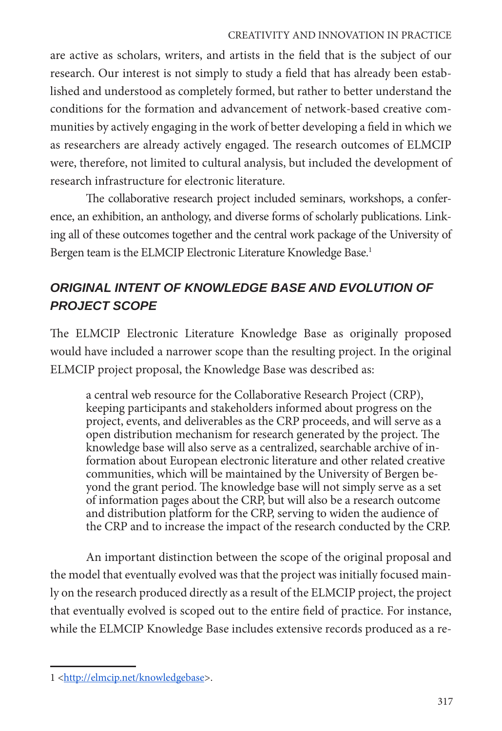are active as scholars, writers, and artists in the field that is the subject of our research. Our interest is not simply to study a field that has already been established and understood as completely formed, but rather to better understand the conditions for the formation and advancement of network-based creative communities by actively engaging in the work of better developing a field in which we as researchers are already actively engaged. The research outcomes of ELMCIP were, therefore, not limited to cultural analysis, but included the development of research infrastructure for electronic literature.

The collaborative research project included seminars, workshops, a conference, an exhibition, an anthology, and diverse forms of scholarly publications. Linking all of these outcomes together and the central work package of the University of Bergen team is the ELMCIP Electronic Literature Knowledge Base.[1]

## ORIGINAL INTENT OF KNOWLEDGE BASE AND EVOLUTION OF PROJECT SCOPE

The ELMCIP Electronic Literature Knowledge Base as originally proposed would have included a narrower scope than the resulting project. In the original ELMCIP project proposal, the Knowledge Base was described as:

> a central web resource for the Collaborative Research Project (CRP), keeping participants and stakeholders informed about progress on the project, events, and deliverables as the CRP proceeds, and will serve as a open distribution mechanism for research generated by the project. The knowledge base will also serve as a centralized, searchable archive of information about European electronic literature and other related creative communities, which will be maintained by the University of Bergen beyond the grant period. The knowledge base will not simply serve as a set of information pages about the CRP, but will also be a research outcome and distribution platform for the CRP, serving to widen the audience of the CRP and to increase the impact of the research conducted by the CRP.

An important distinction between the scope of the original proposal and the model that eventually evolved was that the project was initially focused mainly on the research produced directly as a result of the ELMCIP project, the project that eventually evolved is scoped out to the entire field of practice. For instance, while the ELMCIP Knowledge Base includes extensive records produced as a re-

---

1 <http://elmcip.net/knowledgebase>.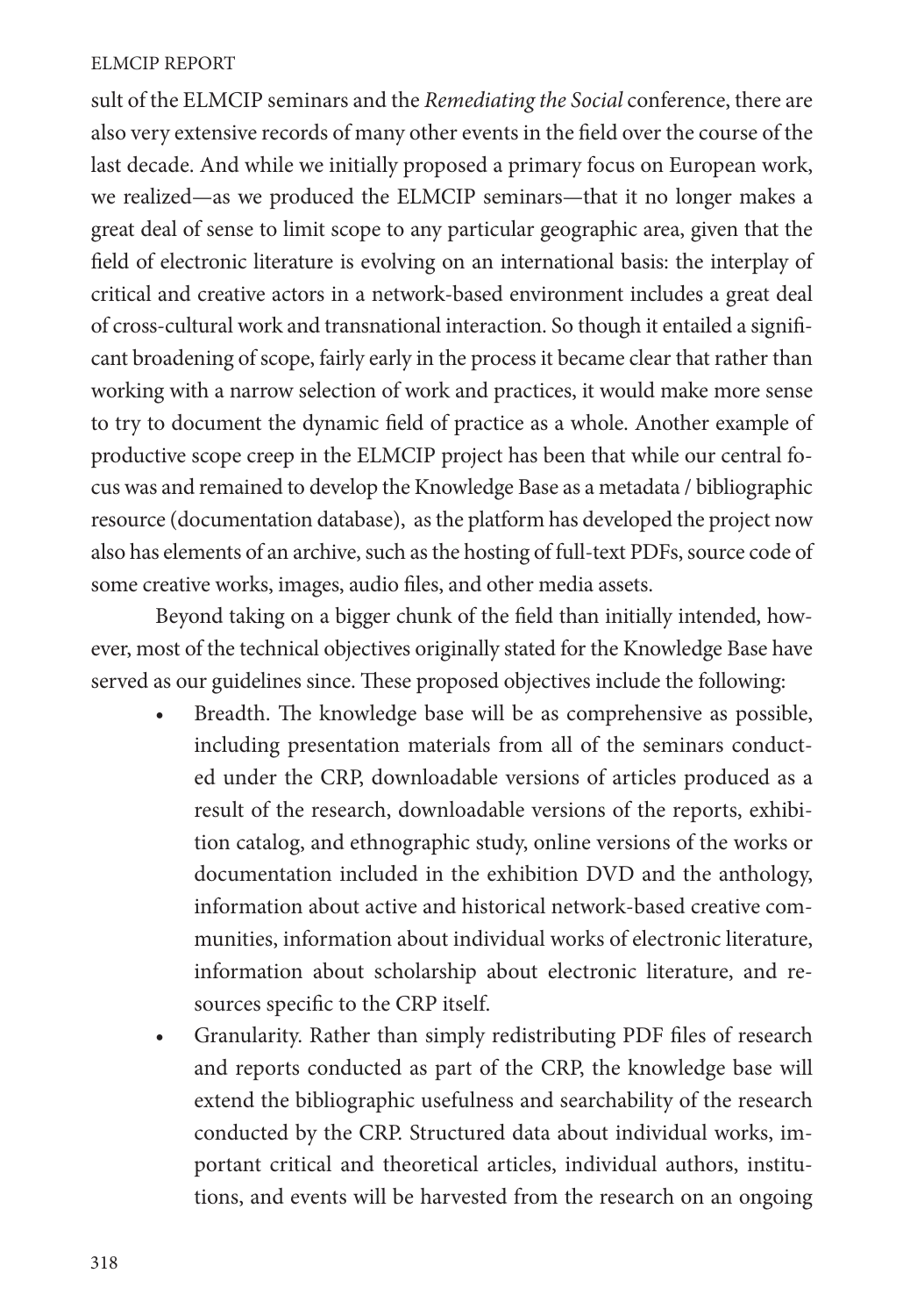sult of the ELMCIP seminars and the *Remediating the Social* conference, there are also very extensive records of many other events in the field over the course of the last decade. And while we initially proposed a primary focus on European work, we realized—as we produced the ELMCIP seminars—that it no longer makes a great deal of sense to limit scope to any particular geographic area, given that the field of electronic literature is evolving on an international basis: the interplay of critical and creative actors in a network-based environment includes a great deal of cross-cultural work and transnational interaction. So though it entailed a significant broadening of scope, fairly early in the process it became clear that rather than working with a narrow selection of work and practices, it would make more sense to try to document the dynamic field of practice as a whole. Another example of productive scope creep in the ELMCIP project has been that while our central focus was and remained to develop the Knowledge Base as a metadata / bibliographic resource (documentation database), as the platform has developed the project now also has elements of an archive, such as the hosting of full-text PDFs, source code of some creative works, images, audio files, and other media assets.

Beyond taking on a bigger chunk of the field than initially intended, however, most of the technical objectives originally stated for the Knowledge Base have served as our guidelines since. These proposed objectives include the following:

- Breadth. The knowledge base will be as comprehensive as possible, including presentation materials from all of the seminars conducted under the CRP, downloadable versions of articles produced as a result of the research, downloadable versions of the reports, exhibition catalog, and ethnographic study, online versions of the works or documentation included in the exhibition DVD and the anthology, information about active and historical network-based creative communities, information about individual works of electronic literature, information about scholarship about electronic literature, and resources specific to the CRP itself.
- Granularity. Rather than simply redistributing PDF files of research and reports conducted as part of the CRP, the knowledge base will extend the bibliographic usefulness and searchability of the research conducted by the CRP. Structured data about individual works, important critical and theoretical articles, individual authors, institutions, and events will be harvested from the research on an ongoing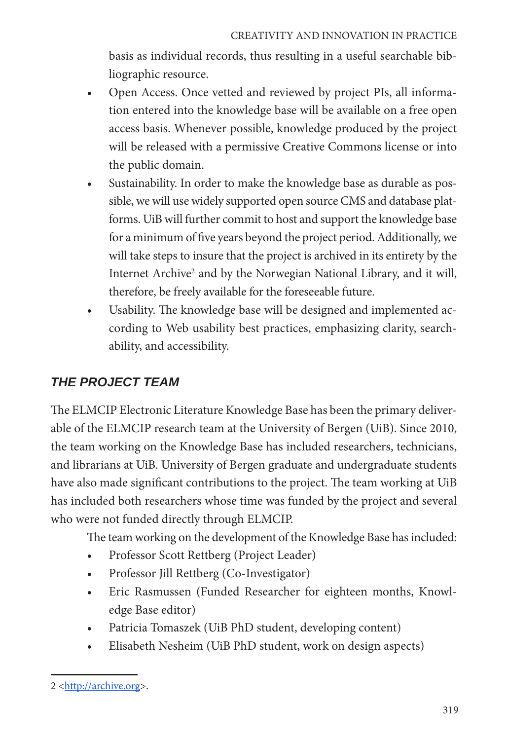basis as individual records, thus resulting in a useful searchable bibliographic resource.

- Open Access. Once vetted and reviewed by project PIs, all information entered into the knowledge base will be available on a free open access basis. Whenever possible, knowledge produced by the project will be released with a permissive Creative Commons license or into the public domain.
- Sustainability. In order to make the knowledge base as durable as possible, we will use widely supported open source CMS and database platforms. UiB will further commit to host and support the knowledge base for a minimum of five years beyond the project period. Additionally, we will take steps to insure that the project is archived in its entirety by the Internet Archive[2] and by the Norwegian National Library, and it will, therefore, be freely available for the foreseeable future.
- Usability. The knowledge base will be designed and implemented according to Web usability best practices, emphasizing clarity, searchability, and accessibility.

## *THE PROJECT TEAM*

The ELMCIP Electronic Literature Knowledge Base has been the primary deliverable of the ELMCIP research team at the University of Bergen (UiB). Since 2010, the team working on the Knowledge Base has included researchers, technicians, and librarians at UiB. University of Bergen graduate and undergraduate students have also made significant contributions to the project. The team working at UiB has included both researchers whose time was funded by the project and several who were not funded directly through ELMCIP.

The team working on the development of the Knowledge Base has included:

- Professor Scott Rettberg (Project Leader)
- Professor Jill Rettberg (Co-Investigator)
- Eric Rasmussen (Funded Researcher for eighteen months, Knowledge Base editor)
- Patricia Tomaszek (UiB PhD student, developing content)
- Elisabeth Nesheim (UiB PhD student, work on design aspects)

---

2 <http://archive.org>.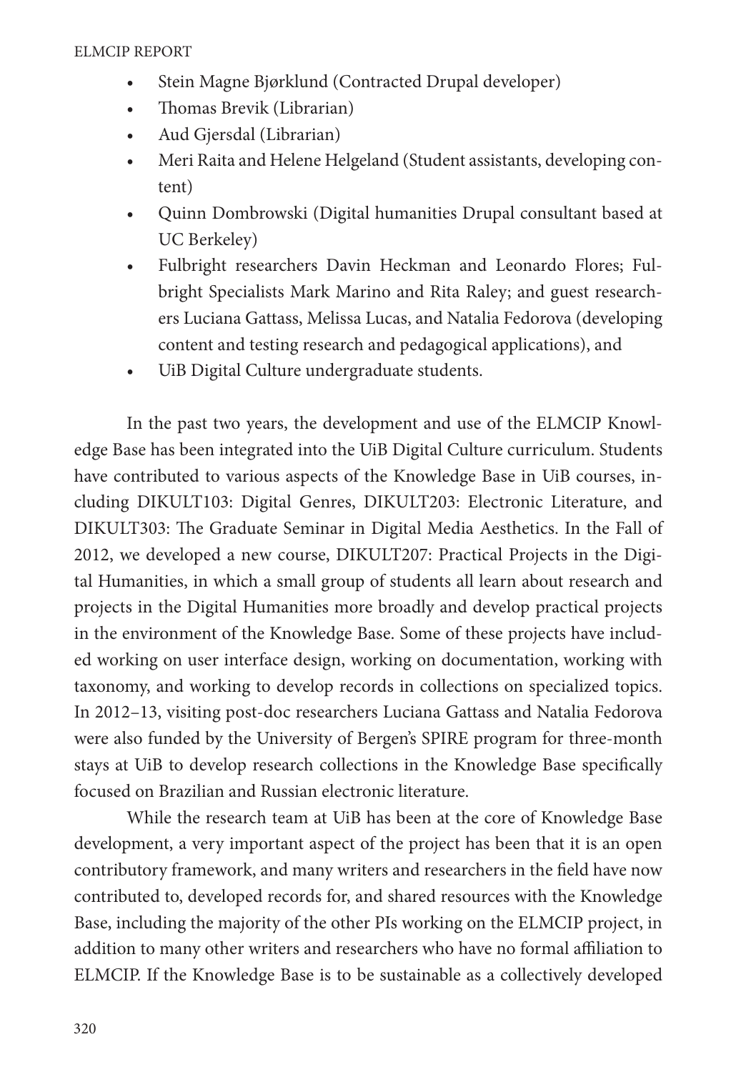- Stein Magne Bjørklund (Contracted Drupal developer)
- Thomas Brevik (Librarian)
- Aud Gjersdal (Librarian)
- Meri Raita and Helene Helgeland (Student assistants, developing content)
- Quinn Dombrowski (Digital humanities Drupal consultant based at UC Berkeley)
- Fulbright researchers Davin Heckman and Leonardo Flores; Fulbright Specialists Mark Marino and Rita Raley; and guest researchers Luciana Gattass, Melissa Lucas, and Natalia Fedorova (developing content and testing research and pedagogical applications), and
- UiB Digital Culture undergraduate students.

In the past two years, the development and use of the ELMCIP Knowledge Base has been integrated into the UiB Digital Culture curriculum. Students have contributed to various aspects of the Knowledge Base in UiB courses, including DIKULT103: Digital Genres, DIKULT203: Electronic Literature, and DIKULT303: The Graduate Seminar in Digital Media Aesthetics. In the Fall of 2012, we developed a new course, DIKULT207: Practical Projects in the Digital Humanities, in which a small group of students all learn about research and projects in the Digital Humanities more broadly and develop practical projects in the environment of the Knowledge Base. Some of these projects have included working on user interface design, working on documentation, working with taxonomy, and working to develop records in collections on specialized topics. In 2012–13, visiting post-doc researchers Luciana Gattass and Natalia Fedorova were also funded by the University of Bergen's SPIRE program for three-month stays at UiB to develop research collections in the Knowledge Base specifically focused on Brazilian and Russian electronic literature.

While the research team at UiB has been at the core of Knowledge Base development, a very important aspect of the project has been that it is an open contributory framework, and many writers and researchers in the field have now contributed to, developed records for, and shared resources with the Knowledge Base, including the majority of the other PIs working on the ELMCIP project, in addition to many other writers and researchers who have no formal affiliation to ELMCIP. If the Knowledge Base is to be sustainable as a collectively developed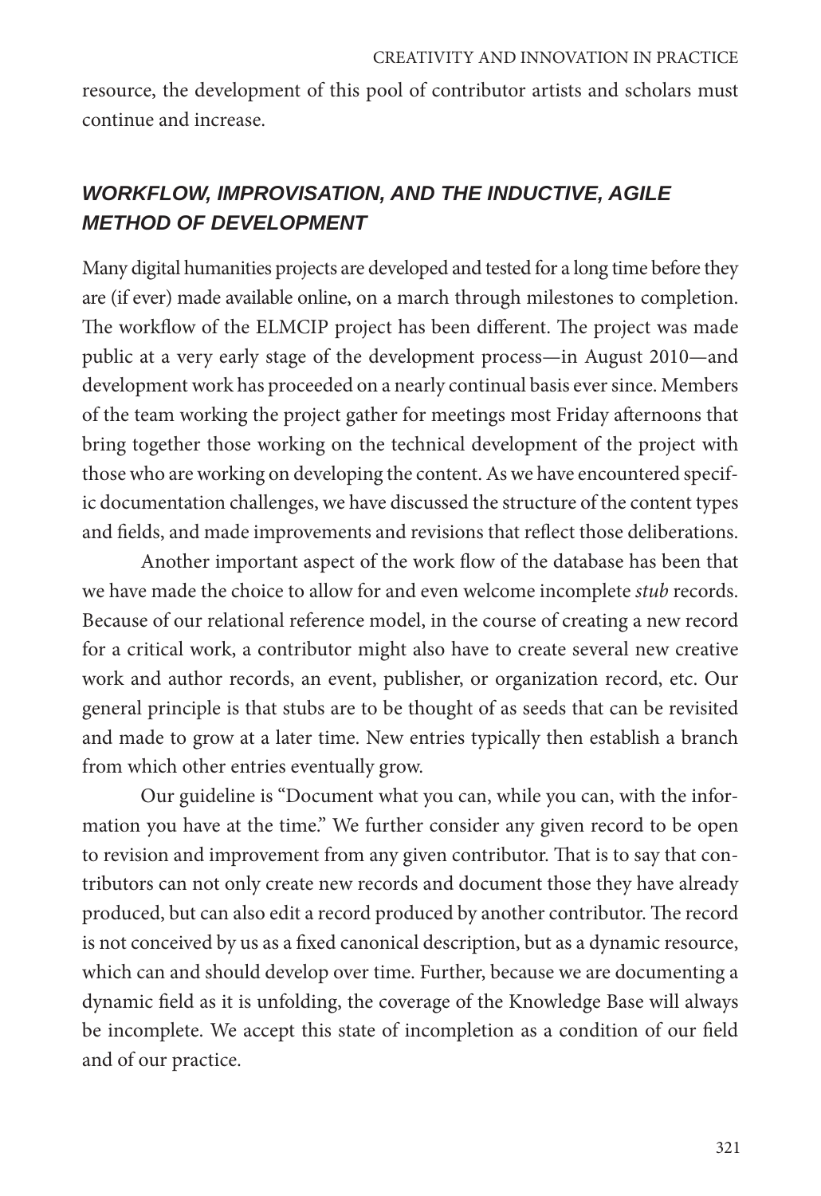resource, the development of this pool of contributor artists and scholars must continue and increase.

## WORKFLOW, IMPROVISATION, AND THE INDUCTIVE, AGILE METHOD OF DEVELOPMENT

Many digital humanities projects are developed and tested for a long time before they are (if ever) made available online, on a march through milestones to completion. The workflow of the ELMCIP project has been different. The project was made public at a very early stage of the development process—in August 2010—and development work has proceeded on a nearly continual basis ever since. Members of the team working the project gather for meetings most Friday afternoons that bring together those working on the technical development of the project with those who are working on developing the content. As we have encountered specific documentation challenges, we have discussed the structure of the content types and fields, and made improvements and revisions that reflect those deliberations.

Another important aspect of the work flow of the database has been that we have made the choice to allow for and even welcome incomplete *stub* records. Because of our relational reference model, in the course of creating a new record for a critical work, a contributor might also have to create several new creative work and author records, an event, publisher, or organization record, etc. Our general principle is that stubs are to be thought of as seeds that can be revisited and made to grow at a later time. New entries typically then establish a branch from which other entries eventually grow.

Our guideline is "Document what you can, while you can, with the information you have at the time." We further consider any given record to be open to revision and improvement from any given contributor. That is to say that contributors can not only create new records and document those they have already produced, but can also edit a record produced by another contributor. The record is not conceived by us as a fixed canonical description, but as a dynamic resource, which can and should develop over time. Further, because we are documenting a dynamic field as it is unfolding, the coverage of the Knowledge Base will always be incomplete. We accept this state of incompletion as a condition of our field and of our practice.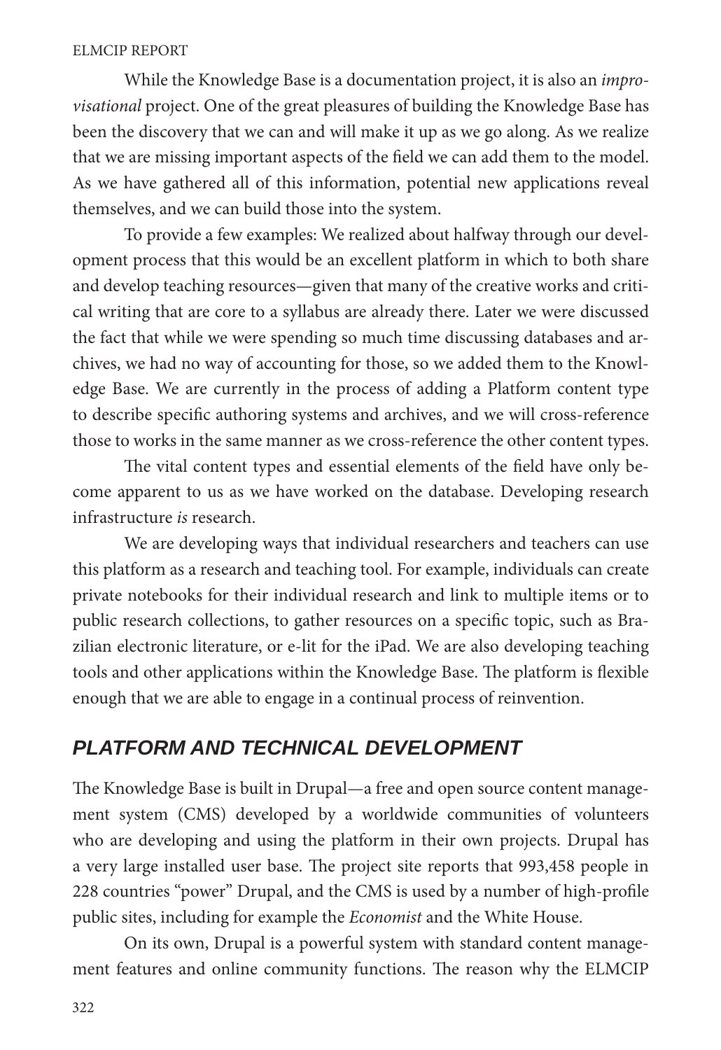While the Knowledge Base is a documentation project, it is also an *improvisational* project. One of the great pleasures of building the Knowledge Base has been the discovery that we can and will make it up as we go along. As we realize that we are missing important aspects of the field we can add them to the model. As we have gathered all of this information, potential new applications reveal themselves, and we can build those into the system.

To provide a few examples: We realized about halfway through our development process that this would be an excellent platform in which to both share and develop teaching resources—given that many of the creative works and critical writing that are core to a syllabus are already there. Later we were discussed the fact that while we were spending so much time discussing databases and archives, we had no way of accounting for those, so we added them to the Knowledge Base. We are currently in the process of adding a Platform content type to describe specific authoring systems and archives, and we will cross-reference those to works in the same manner as we cross-reference the other content types.

The vital content types and essential elements of the field have only become apparent to us as we have worked on the database. Developing research infrastructure *is* research.

We are developing ways that individual researchers and teachers can use this platform as a research and teaching tool. For example, individuals can create private notebooks for their individual research and link to multiple items or to public research collections, to gather resources on a specific topic, such as Brazilian electronic literature, or e-lit for the iPad. We are also developing teaching tools and other applications within the Knowledge Base. The platform is flexible enough that we are able to engage in a continual process of reinvention.

## PLATFORM AND TECHNICAL DEVELOPMENT

The Knowledge Base is built in Drupal—a free and open source content management system (CMS) developed by a worldwide communities of volunteers who are developing and using the platform in their own projects. Drupal has a very large installed user base. The project site reports that 993,458 people in 228 countries "power" Drupal, and the CMS is used by a number of high-profile public sites, including for example the *Economist* and the White House.

On its own, Drupal is a powerful system with standard content management features and online community functions. The reason why the ELMCIP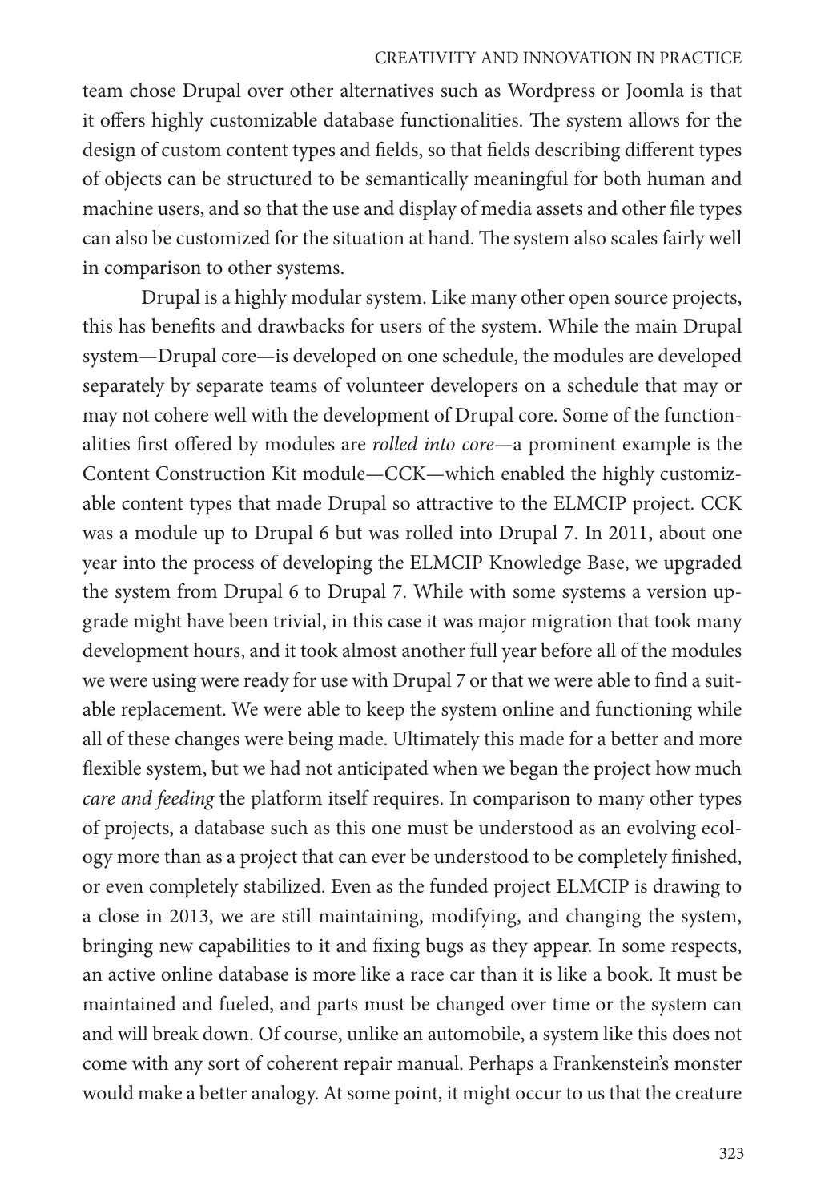team chose Drupal over other alternatives such as Wordpress or Joomla is that it offers highly customizable database functionalities. The system allows for the design of custom content types and fields, so that fields describing different types of objects can be structured to be semantically meaningful for both human and machine users, and so that the use and display of media assets and other file types can also be customized for the situation at hand. The system also scales fairly well in comparison to other systems.

Drupal is a highly modular system. Like many other open source projects, this has benefits and drawbacks for users of the system. While the main Drupal system—Drupal core—is developed on one schedule, the modules are developed separately by separate teams of volunteer developers on a schedule that may or may not cohere well with the development of Drupal core. Some of the functionalities first offered by modules are *rolled into core*—a prominent example is the Content Construction Kit module—CCK—which enabled the highly customizable content types that made Drupal so attractive to the ELMCIP project. CCK was a module up to Drupal 6 but was rolled into Drupal 7. In 2011, about one year into the process of developing the ELMCIP Knowledge Base, we upgraded the system from Drupal 6 to Drupal 7. While with some systems a version upgrade might have been trivial, in this case it was major migration that took many development hours, and it took almost another full year before all of the modules we were using were ready for use with Drupal 7 or that we were able to find a suitable replacement. We were able to keep the system online and functioning while all of these changes were being made. Ultimately this made for a better and more flexible system, but we had not anticipated when we began the project how much *care and feeding* the platform itself requires. In comparison to many other types of projects, a database such as this one must be understood as an evolving ecology more than as a project that can ever be understood to be completely finished, or even completely stabilized. Even as the funded project ELMCIP is drawing to a close in 2013, we are still maintaining, modifying, and changing the system, bringing new capabilities to it and fixing bugs as they appear. In some respects, an active online database is more like a race car than it is like a book. It must be maintained and fueled, and parts must be changed over time or the system can and will break down. Of course, unlike an automobile, a system like this does not come with any sort of coherent repair manual. Perhaps a Frankenstein's monster would make a better analogy. At some point, it might occur to us that the creature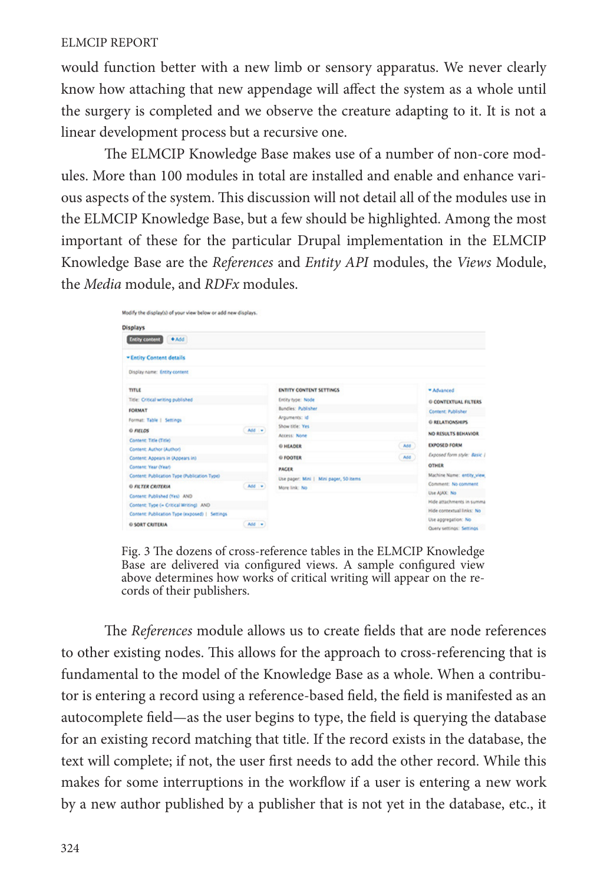would function better with a new limb or sensory apparatus. We never clearly know how attaching that new appendage will affect the system as a whole until the surgery is completed and we observe the creature adapting to it. It is not a linear development process but a recursive one.

The ELMCIP Knowledge Base makes use of a number of non-core modules. More than 100 modules in total are installed and enable and enhance various aspects of the system. This discussion will not detail all of the modules use in the ELMCIP Knowledge Base, but a few should be highlighted. Among the most important of these for the particular Drupal implementation in the ELMCIP Knowledge Base are the *References* and *Entity API* modules, the *Views* Module, the *Media* module, and *RDFx* modules.

Fig. 3 The dozens of cross-reference tables in the ELMCIP Knowledge Base are delivered via configured views. A sample configured view above determines how works of critical writing will appear on the records of their publishers.

The *References* module allows us to create fields that are node references to other existing nodes. This allows for the approach to cross-referencing that is fundamental to the model of the Knowledge Base as a whole. When a contributor is entering a record using a reference-based field, the field is manifested as an autocomplete field—as the user begins to type, the field is querying the database for an existing record matching that title. If the record exists in the database, the text will complete; if not, the user first needs to add the other record. While this makes for some interruptions in the workflow if a user is entering a new work by a new author published by a publisher that is not yet in the database, etc., it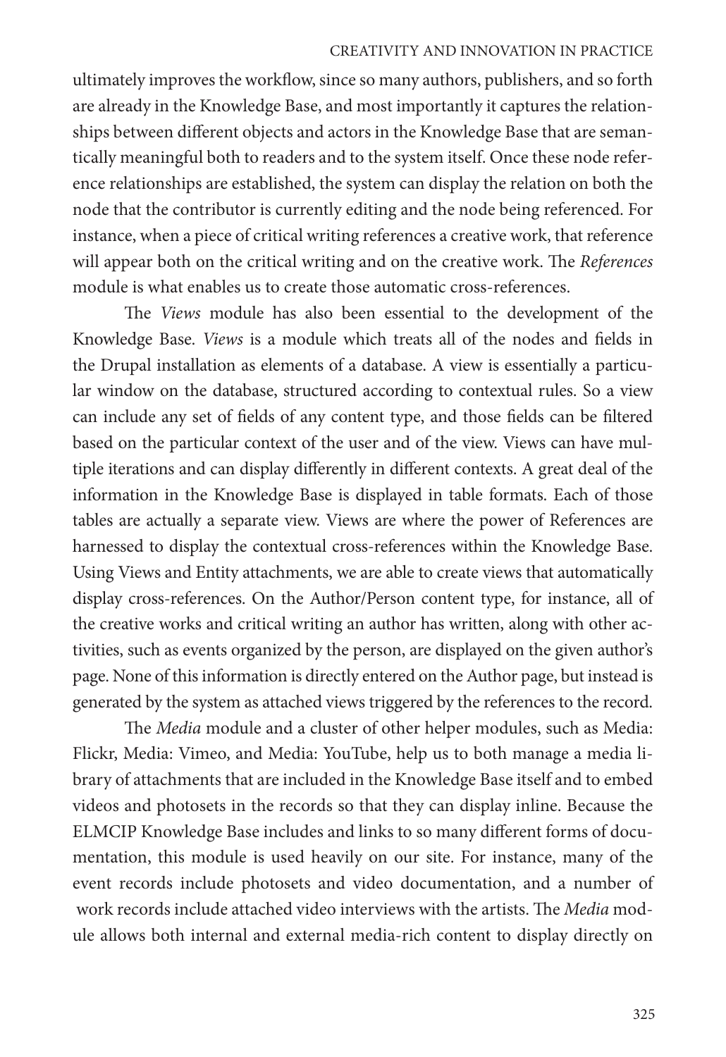ultimately improves the workflow, since so many authors, publishers, and so forth are already in the Knowledge Base, and most importantly it captures the relationships between different objects and actors in the Knowledge Base that are semantically meaningful both to readers and to the system itself. Once these node reference relationships are established, the system can display the relation on both the node that the contributor is currently editing and the node being referenced. For instance, when a piece of critical writing references a creative work, that reference will appear both on the critical writing and on the creative work. The *References* module is what enables us to create those automatic cross-references.

The *Views* module has also been essential to the development of the Knowledge Base. *Views* is a module which treats all of the nodes and fields in the Drupal installation as elements of a database. A view is essentially a particular window on the database, structured according to contextual rules. So a view can include any set of fields of any content type, and those fields can be filtered based on the particular context of the user and of the view. Views can have multiple iterations and can display differently in different contexts. A great deal of the information in the Knowledge Base is displayed in table formats. Each of those tables are actually a separate view. Views are where the power of References are harnessed to display the contextual cross-references within the Knowledge Base. Using Views and Entity attachments, we are able to create views that automatically display cross-references. On the Author/Person content type, for instance, all of the creative works and critical writing an author has written, along with other activities, such as events organized by the person, are displayed on the given author's page. None of this information is directly entered on the Author page, but instead is generated by the system as attached views triggered by the references to the record.

The *Media* module and a cluster of other helper modules, such as Media: Flickr, Media: Vimeo, and Media: YouTube, help us to both manage a media library of attachments that are included in the Knowledge Base itself and to embed videos and photosets in the records so that they can display inline. Because the ELMCIP Knowledge Base includes and links to so many different forms of documentation, this module is used heavily on our site. For instance, many of the event records include photosets and video documentation, and a number of work records include attached video interviews with the artists. The *Media* module allows both internal and external media-rich content to display directly on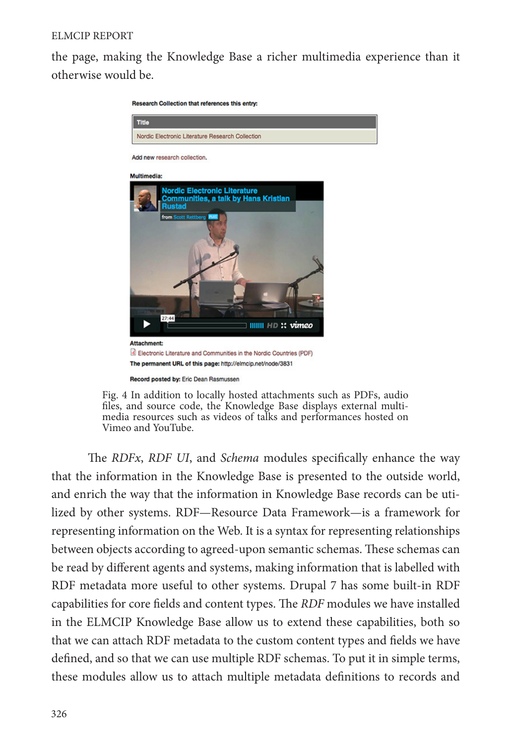the page, making the Knowledge Base a richer multimedia experience than it otherwise would be.

Fig. 4 In addition to locally hosted attachments such as PDFs, audio files, and source code, the Knowledge Base displays external multimedia resources such as videos of talks and performances hosted on Vimeo and YouTube.

The *RDFx*, *RDF UI*, and *Schema* modules specifically enhance the way that the information in the Knowledge Base is presented to the outside world, and enrich the way that the information in Knowledge Base records can be utilized by other systems. RDF—Resource Data Framework—is a framework for representing information on the Web. It is a syntax for representing relationships between objects according to agreed-upon semantic schemas. These schemas can be read by different agents and systems, making information that is labelled with RDF metadata more useful to other systems. Drupal 7 has some built-in RDF capabilities for core fields and content types. The *RDF* modules we have installed in the ELMCIP Knowledge Base allow us to extend these capabilities, both so that we can attach RDF metadata to the custom content types and fields we have defined, and so that we can use multiple RDF schemas. To put it in simple terms, these modules allow us to attach multiple metadata definitions to records and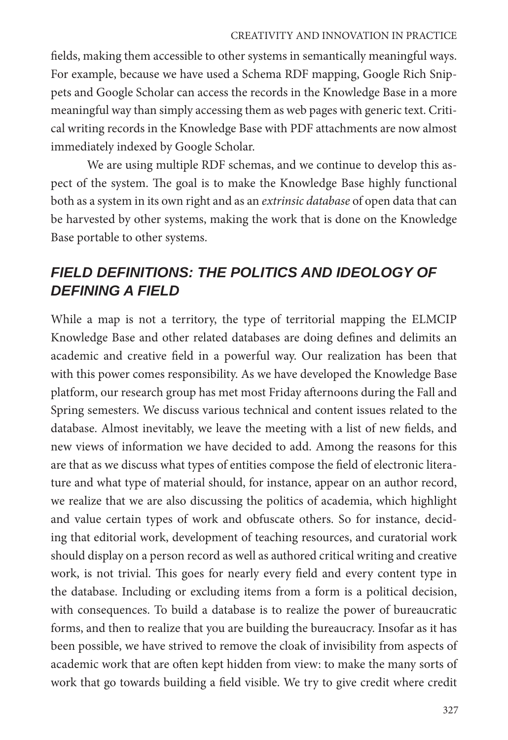fields, making them accessible to other systems in semantically meaningful ways. For example, because we have used a Schema RDF mapping, Google Rich Snippets and Google Scholar can access the records in the Knowledge Base in a more meaningful way than simply accessing them as web pages with generic text. Critical writing records in the Knowledge Base with PDF attachments are now almost immediately indexed by Google Scholar.

We are using multiple RDF schemas, and we continue to develop this aspect of the system. The goal is to make the Knowledge Base highly functional both as a system in its own right and as an *extrinsic database* of open data that can be harvested by other systems, making the work that is done on the Knowledge Base portable to other systems.

## FIELD DEFINITIONS: THE POLITICS AND IDEOLOGY OF DEFINING A FIELD

While a map is not a territory, the type of territorial mapping the ELMCIP Knowledge Base and other related databases are doing defines and delimits an academic and creative field in a powerful way. Our realization has been that with this power comes responsibility. As we have developed the Knowledge Base platform, our research group has met most Friday afternoons during the Fall and Spring semesters. We discuss various technical and content issues related to the database. Almost inevitably, we leave the meeting with a list of new fields, and new views of information we have decided to add. Among the reasons for this are that as we discuss what types of entities compose the field of electronic literature and what type of material should, for instance, appear on an author record, we realize that we are also discussing the politics of academia, which highlight and value certain types of work and obfuscate others. So for instance, deciding that editorial work, development of teaching resources, and curatorial work should display on a person record as well as authored critical writing and creative work, is not trivial. This goes for nearly every field and every content type in the database. Including or excluding items from a form is a political decision, with consequences. To build a database is to realize the power of bureaucratic forms, and then to realize that you are building the bureaucracy. Insofar as it has been possible, we have strived to remove the cloak of invisibility from aspects of academic work that are often kept hidden from view: to make the many sorts of work that go towards building a field visible. We try to give credit where credit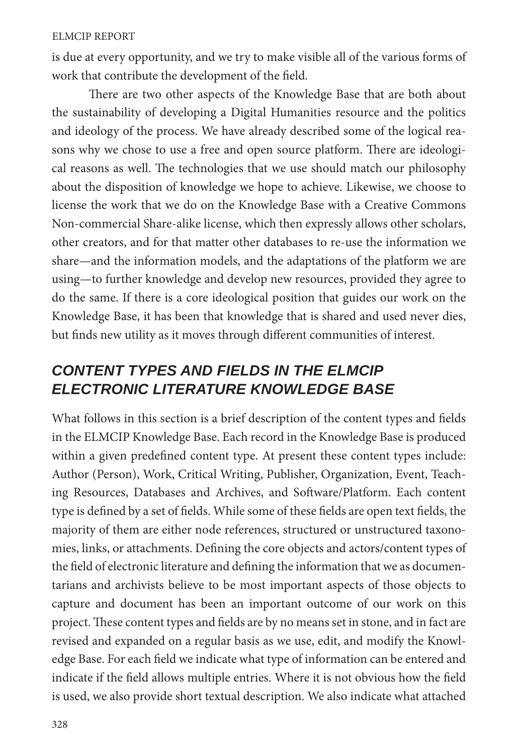is due at every opportunity, and we try to make visible all of the various forms of work that contribute the development of the field.

There are two other aspects of the Knowledge Base that are both about the sustainability of developing a Digital Humanities resource and the politics and ideology of the process. We have already described some of the logical reasons why we chose to use a free and open source platform. There are ideological reasons as well. The technologies that we use should match our philosophy about the disposition of knowledge we hope to achieve. Likewise, we choose to license the work that we do on the Knowledge Base with a Creative Commons Non-commercial Share-alike license, which then expressly allows other scholars, other creators, and for that matter other databases to re-use the information we share—and the information models, and the adaptations of the platform we are using—to further knowledge and develop new resources, provided they agree to do the same. If there is a core ideological position that guides our work on the Knowledge Base, it has been that knowledge that is shared and used never dies, but finds new utility as it moves through different communities of interest.

## CONTENT TYPES AND FIELDS IN THE ELMCIP ELECTRONIC LITERATURE KNOWLEDGE BASE

What follows in this section is a brief description of the content types and fields in the ELMCIP Knowledge Base. Each record in the Knowledge Base is produced within a given predefined content type. At present these content types include: Author (Person), Work, Critical Writing, Publisher, Organization, Event, Teaching Resources, Databases and Archives, and Software/Platform. Each content type is defined by a set of fields. While some of these fields are open text fields, the majority of them are either node references, structured or unstructured taxonomies, links, or attachments. Defining the core objects and actors/content types of the field of electronic literature and defining the information that we as documentarians and archivists believe to be most important aspects of those objects to capture and document has been an important outcome of our work on this project. These content types and fields are by no means set in stone, and in fact are revised and expanded on a regular basis as we use, edit, and modify the Knowledge Base. For each field we indicate what type of information can be entered and indicate if the field allows multiple entries. Where it is not obvious how the field is used, we also provide short textual description. We also indicate what attached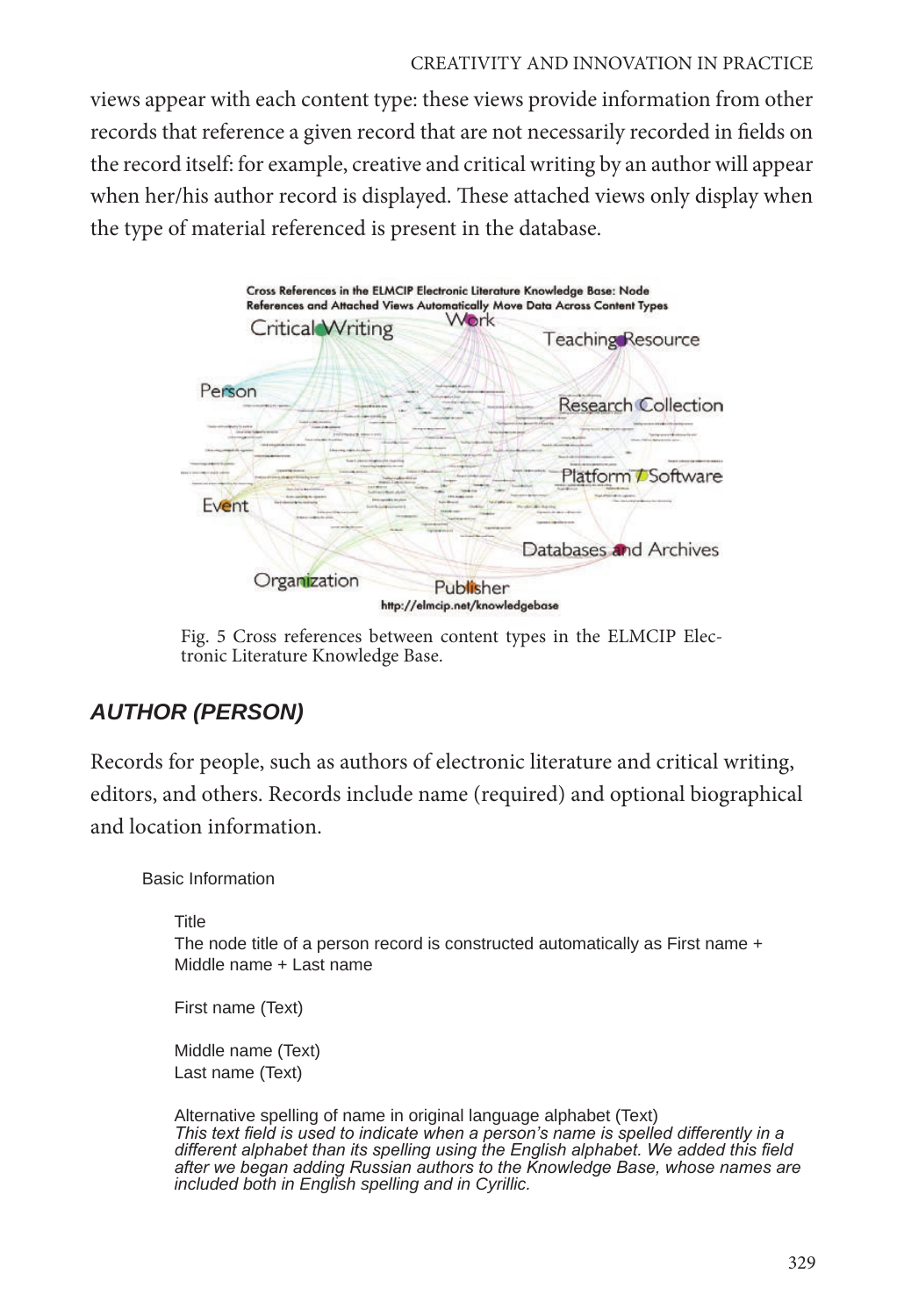views appear with each content type: these views provide information from other records that reference a given record that are not necessarily recorded in fields on the record itself: for example, creative and critical writing by an author will appear when her/his author record is displayed. These attached views only display when the type of material referenced is present in the database.

Fig. 5 Cross references between content types in the ELMCIP Electronic Literature Knowledge Base.

### AUTHOR (PERSON)

Records for people, such as authors of electronic literature and critical writing, editors, and others. Records include name (required) and optional biographical and location information.

Basic Information

Title
The node title of a person record is constructed automatically as First name + Middle name + Last name

First name (Text)

Middle name (Text)
Last name (Text)

Alternative spelling of name in original language alphabet (Text)
*This text field is used to indicate when a person's name is spelled differently in a different alphabet than its spelling using the English alphabet. We added this field after we began adding Russian authors to the Knowledge Base, whose names are included both in English spelling and in Cyrillic.*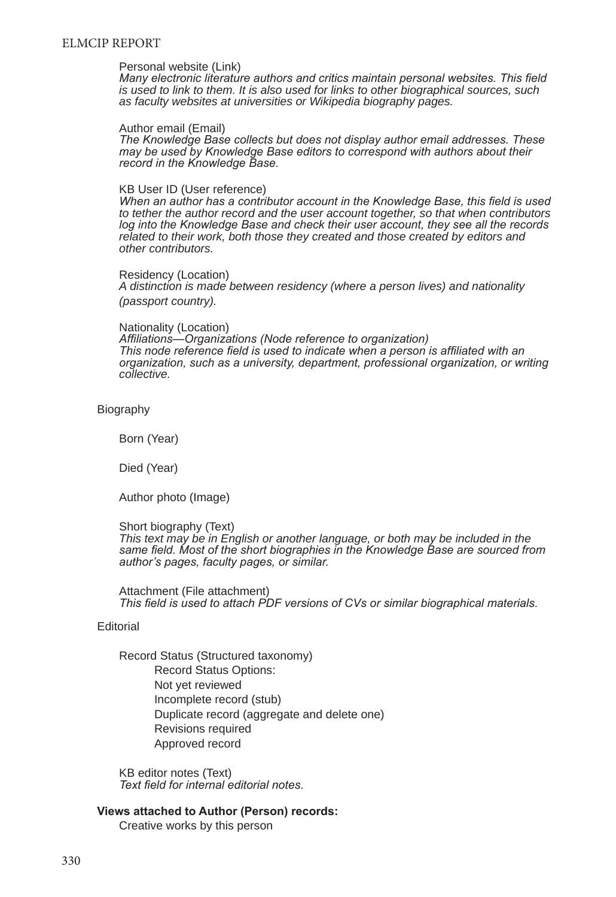Personal website (Link)
*Many electronic literature authors and critics maintain personal websites. This field is used to link to them. It is also used for links to other biographical sources, such as faculty websites at universities or Wikipedia biography pages.*

Author email (Email)
*The Knowledge Base collects but does not display author email addresses. These may be used by Knowledge Base editors to correspond with authors about their record in the Knowledge Base.*

KB User ID (User reference)
*When an author has a contributor account in the Knowledge Base, this field is used to tether the author record and the user account together, so that when contributors log into the Knowledge Base and check their user account, they see all the records related to their work, both those they created and those created by editors and other contributors.*

Residency (Location)
*A distinction is made between residency (where a person lives) and nationality (passport country).*

Nationality (Location)
*Affiliations—Organizations (Node reference to organization)*
*This node reference field is used to indicate when a person is affiliated with an organization, such as a university, department, professional organization, or writing collective.*

Biography

Born (Year)

Died (Year)

Author photo (Image)

Short biography (Text)
*This text may be in English or another language, or both may be included in the same field. Most of the short biographies in the Knowledge Base are sourced from author's pages, faculty pages, or similar.*

Attachment (File attachment)
*This field is used to attach PDF versions of CVs or similar biographical materials.*

Editorial

Record Status (Structured taxonomy)
Record Status Options:
Not yet reviewed
Incomplete record (stub)
Duplicate record (aggregate and delete one)
Revisions required
Approved record

KB editor notes (Text)
*Text field for internal editorial notes.*

**Views attached to Author (Person) records:**
Creative works by this person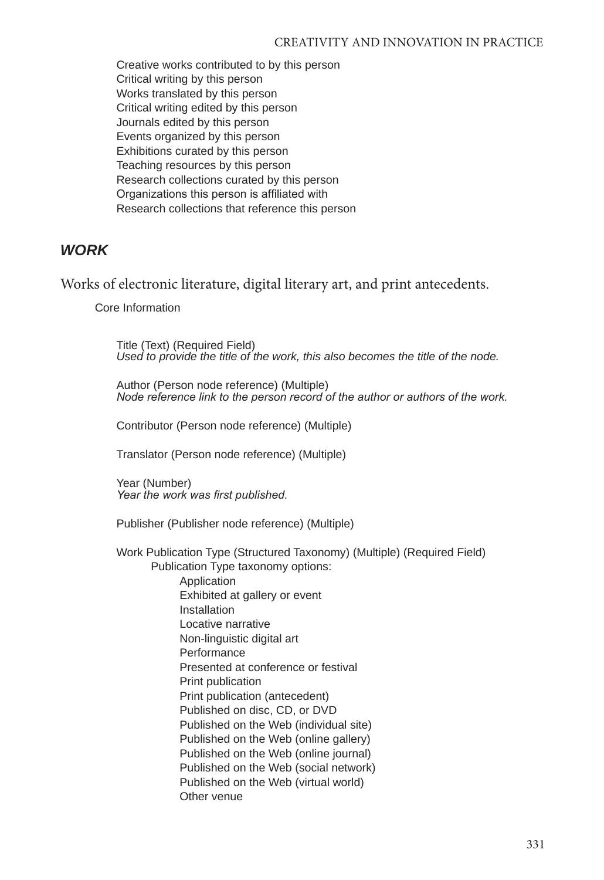Creative works contributed to by this person
Critical writing by this person
Works translated by this person
Critical writing edited by this person
Journals edited by this person
Events organized by this person
Exhibitions curated by this person
Teaching resources by this person
Research collections curated by this person
Organizations this person is affiliated with
Research collections that reference this person

## *WORK*

Works of electronic literature, digital literary art, and print antecedents.

Core Information

Title (Text) (Required Field)
*Used to provide the title of the work, this also becomes the title of the node.*

Author (Person node reference) (Multiple)
*Node reference link to the person record of the author or authors of the work.*

Contributor (Person node reference) (Multiple)

Translator (Person node reference) (Multiple)

Year (Number)
*Year the work was first published.*

Publisher (Publisher node reference) (Multiple)

Work Publication Type (Structured Taxonomy) (Multiple) (Required Field)

- Publication Type taxonomy options:
  - Application
  - Exhibited at gallery or event
  - Installation
  - Locative narrative
  - Non-linguistic digital art
  - Performance
  - Presented at conference or festival
  - Print publication
  - Print publication (antecedent)
  - Published on disc, CD, or DVD
  - Published on the Web (individual site)
  - Published on the Web (online gallery)
  - Published on the Web (online journal)
  - Published on the Web (social network)
  - Published on the Web (virtual world)
  - Other venue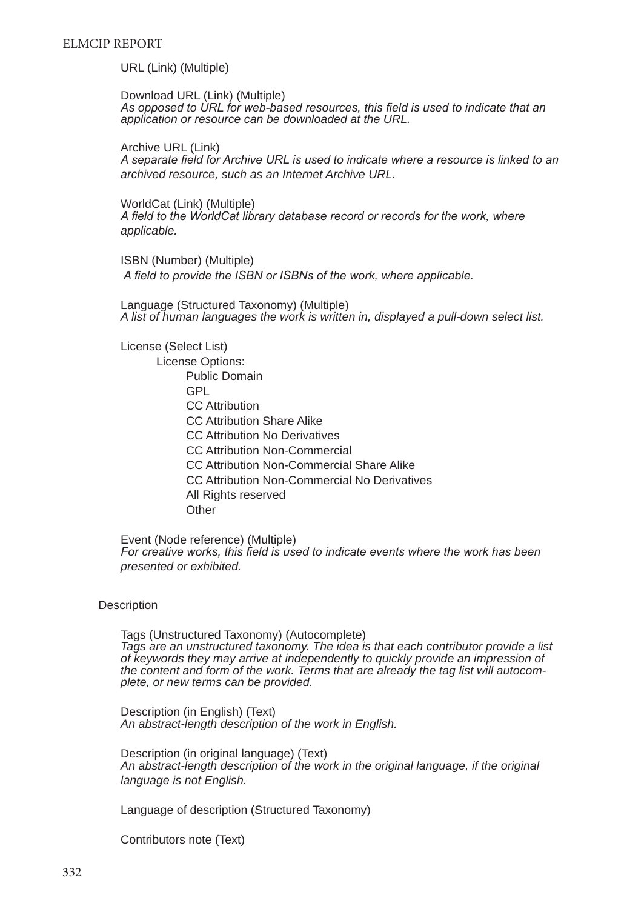URL (Link) (Multiple)

Download URL (Link) (Multiple)
*As opposed to URL for web-based resources, this field is used to indicate that an application or resource can be downloaded at the URL.*

Archive URL (Link)
*A separate field for Archive URL is used to indicate where a resource is linked to an archived resource, such as an Internet Archive URL.*

WorldCat (Link) (Multiple)
*A field to the WorldCat library database record or records for the work, where applicable.*

ISBN (Number) (Multiple)
*A field to provide the ISBN or ISBNs of the work, where applicable.*

Language (Structured Taxonomy) (Multiple)
*A list of human languages the work is written in, displayed a pull-down select list.*

License (Select List)

- License Options:
  - Public Domain
  - GPL
  - CC Attribution
  - CC Attribution Share Alike
  - CC Attribution No Derivatives
  - CC Attribution Non-Commercial
  - CC Attribution Non-Commercial Share Alike
  - CC Attribution Non-Commercial No Derivatives
  - All Rights reserved
  - Other

Event (Node reference) (Multiple)
*For creative works, this field is used to indicate events where the work has been presented or exhibited.*

Description

Tags (Unstructured Taxonomy) (Autocomplete)
*Tags are an unstructured taxonomy. The idea is that each contributor provide a list of keywords they may arrive at independently to quickly provide an impression of the content and form of the work. Terms that are already the tag list will autocomplete, or new terms can be provided.*

Description (in English) (Text)
*An abstract-length description of the work in English.*

Description (in original language) (Text)
*An abstract-length description of the work in the original language, if the original language is not English.*

Language of description (Structured Taxonomy)

Contributors note (Text)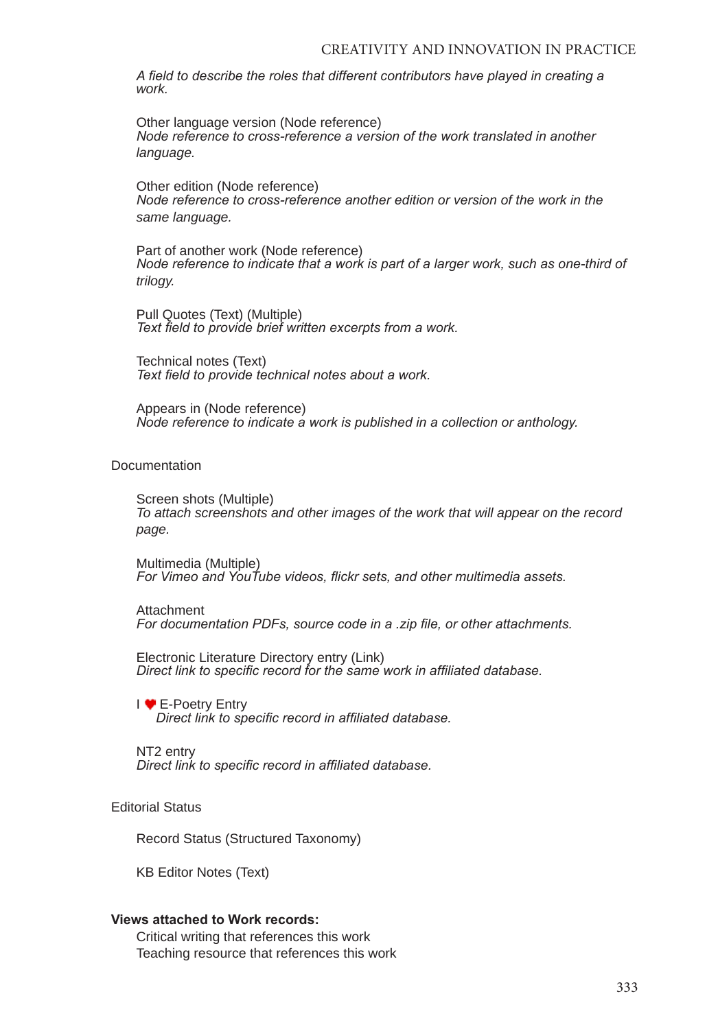*A field to describe the roles that different contributors have played in creating a work.*

Other language version (Node reference)
*Node reference to cross-reference a version of the work translated in another language.*

Other edition (Node reference)
*Node reference to cross-reference another edition or version of the work in the same language.*

Part of another work (Node reference)
*Node reference to indicate that a work is part of a larger work, such as one-third of trilogy.*

Pull Quotes (Text) (Multiple)
*Text field to provide brief written excerpts from a work.*

Technical notes (Text)
*Text field to provide technical notes about a work.*

Appears in (Node reference)
*Node reference to indicate a work is published in a collection or anthology.*

Documentation

Screen shots (Multiple)
*To attach screenshots and other images of the work that will appear on the record page.*

Multimedia (Multiple)
*For Vimeo and YouTube videos, flickr sets, and other multimedia assets.*

Attachment
*For documentation PDFs, source code in a .zip file, or other attachments.*

Electronic Literature Directory entry (Link)
*Direct link to specific record for the same work in affiliated database.*

I ♥ E-Poetry Entry
*Direct link to specific record in affiliated database.*

NT2 entry
*Direct link to specific record in affiliated database.*

Editorial Status

Record Status (Structured Taxonomy)

KB Editor Notes (Text)

**Views attached to Work records:**

Critical writing that references this work
Teaching resource that references this work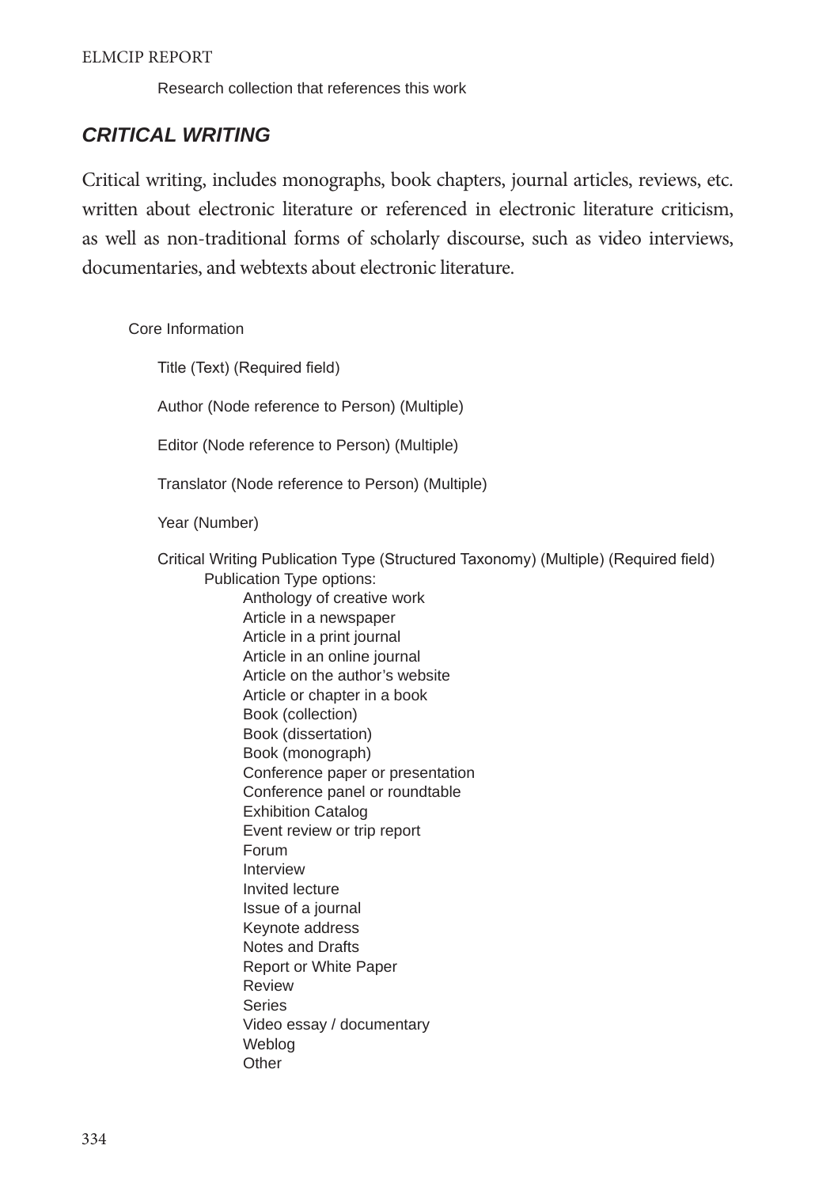Research collection that references this work

## *CRITICAL WRITING*

Critical writing, includes monographs, book chapters, journal articles, reviews, etc. written about electronic literature or referenced in electronic literature criticism, as well as non-traditional forms of scholarly discourse, such as video interviews, documentaries, and webtexts about electronic literature.

Core Information

- Title (Text) (Required field)
- Author (Node reference to Person) (Multiple)
- Editor (Node reference to Person) (Multiple)
- Translator (Node reference to Person) (Multiple)
- Year (Number)
- Critical Writing Publication Type (Structured Taxonomy) (Multiple) (Required field)
  - Publication Type options:
    - Anthology of creative work
    - Article in a newspaper
    - Article in a print journal
    - Article in an online journal
    - Article on the author’s website
    - Article or chapter in a book
    - Book (collection)
    - Book (dissertation)
    - Book (monograph)
    - Conference paper or presentation
    - Conference panel or roundtable
    - Exhibition Catalog
    - Event review or trip report
    - Forum
    - Interview
    - Invited lecture
    - Issue of a journal
    - Keynote address
    - Notes and Drafts
    - Report or White Paper
    - Review
    - Series
    - Video essay / documentary
    - Weblog
    - Other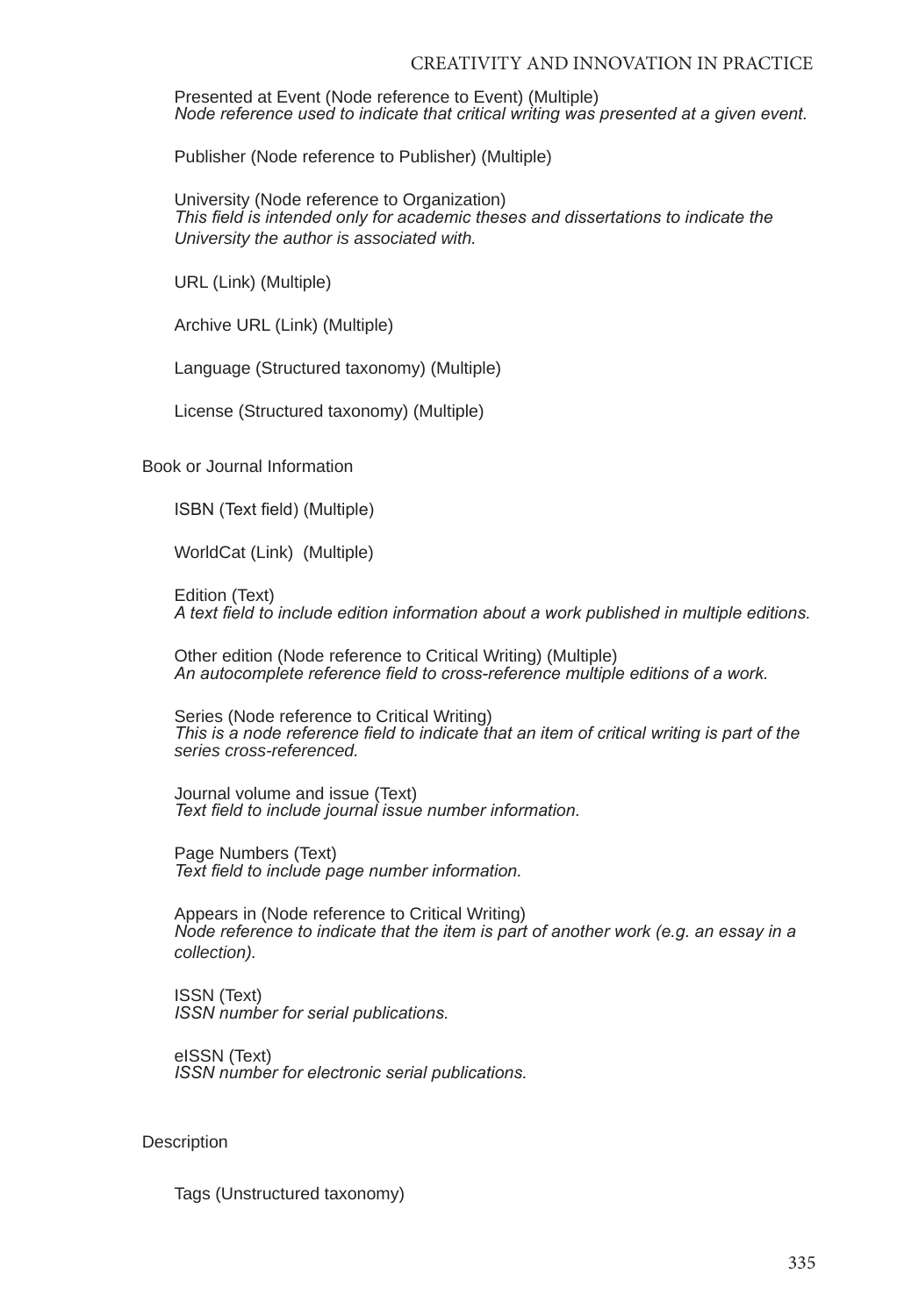Presented at Event (Node reference to Event) (Multiple)
*Node reference used to indicate that critical writing was presented at a given event.*

Publisher (Node reference to Publisher) (Multiple)

University (Node reference to Organization)
*This field is intended only for academic theses and dissertations to indicate the University the author is associated with.*

URL (Link) (Multiple)

Archive URL (Link) (Multiple)

Language (Structured taxonomy) (Multiple)

License (Structured taxonomy) (Multiple)

Book or Journal Information

ISBN (Text field) (Multiple)

WorldCat (Link) (Multiple)

Edition (Text)
*A text field to include edition information about a work published in multiple editions.*

Other edition (Node reference to Critical Writing) (Multiple)
*An autocomplete reference field to cross-reference multiple editions of a work.*

Series (Node reference to Critical Writing)
*This is a node reference field to indicate that an item of critical writing is part of the series cross-referenced.*

Journal volume and issue (Text)
*Text field to include journal issue number information.*

Page Numbers (Text)
*Text field to include page number information.*

Appears in (Node reference to Critical Writing)
*Node reference to indicate that the item is part of another work (e.g. an essay in a collection).*

ISSN (Text)
*ISSN number for serial publications.*

eISSN (Text)
*ISSN number for electronic serial publications.*

Description

Tags (Unstructured taxonomy)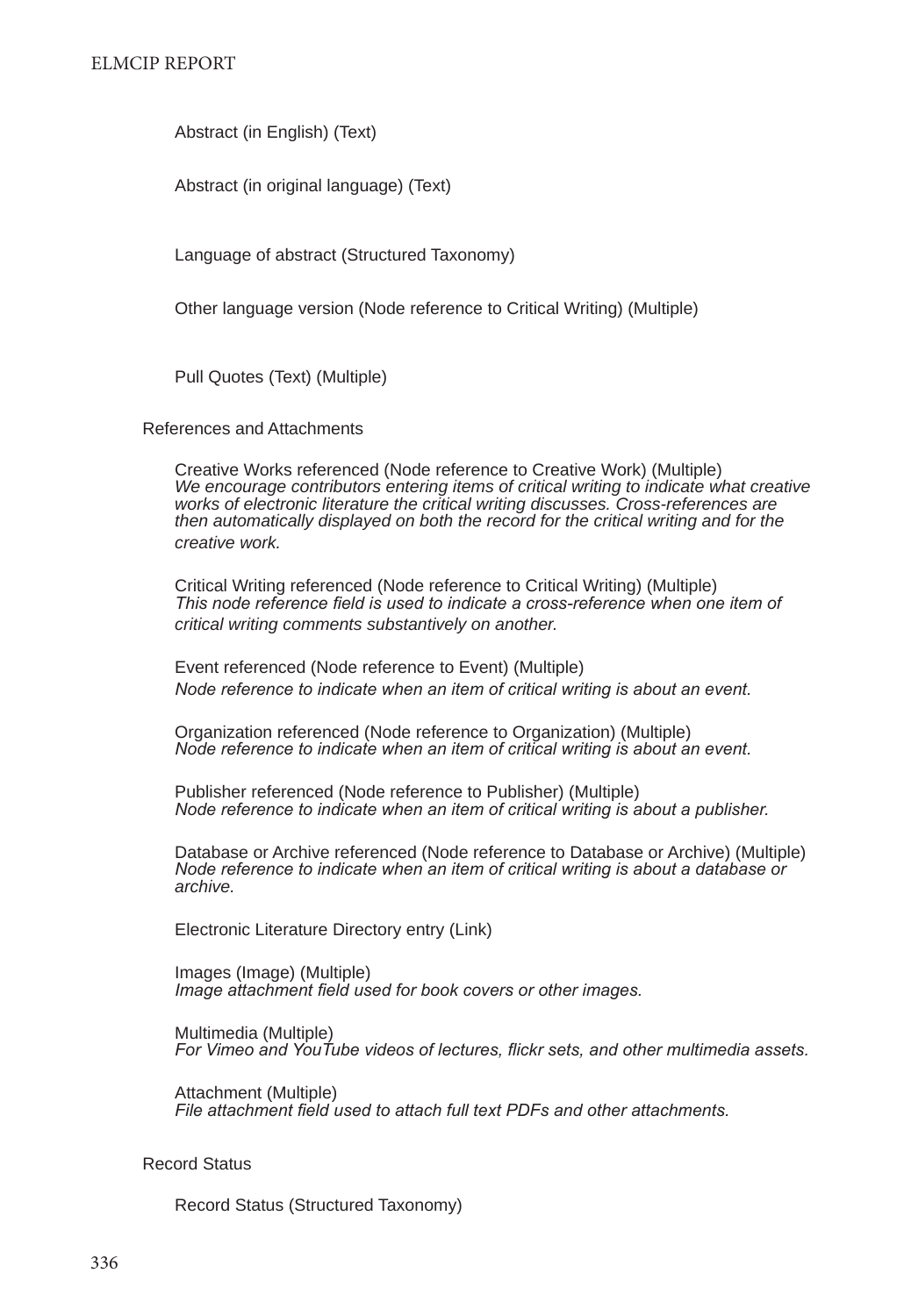Abstract (in English) (Text)

Abstract (in original language) (Text)

Language of abstract (Structured Taxonomy)

Other language version (Node reference to Critical Writing) (Multiple)

Pull Quotes (Text) (Multiple)

References and Attachments

Creative Works referenced (Node reference to Creative Work) (Multiple)
*We encourage contributors entering items of critical writing to indicate what creative works of electronic literature the critical writing discusses. Cross-references are then automatically displayed on both the record for the critical writing and for the creative work.*

Critical Writing referenced (Node reference to Critical Writing) (Multiple)
*This node reference field is used to indicate a cross-reference when one item of critical writing comments substantively on another.*

Event referenced (Node reference to Event) (Multiple)
*Node reference to indicate when an item of critical writing is about an event.*

Organization referenced (Node reference to Organization) (Multiple)
*Node reference to indicate when an item of critical writing is about an event.*

Publisher referenced (Node reference to Publisher) (Multiple)
*Node reference to indicate when an item of critical writing is about a publisher.*

Database or Archive referenced (Node reference to Database or Archive) (Multiple)
*Node reference to indicate when an item of critical writing is about a database or archive.*

Electronic Literature Directory entry (Link)

Images (Image) (Multiple)
*Image attachment field used for book covers or other images.*

Multimedia (Multiple)
*For Vimeo and YouTube videos of lectures, flickr sets, and other multimedia assets.*

Attachment (Multiple)
*File attachment field used to attach full text PDFs and other attachments.*

Record Status

Record Status (Structured Taxonomy)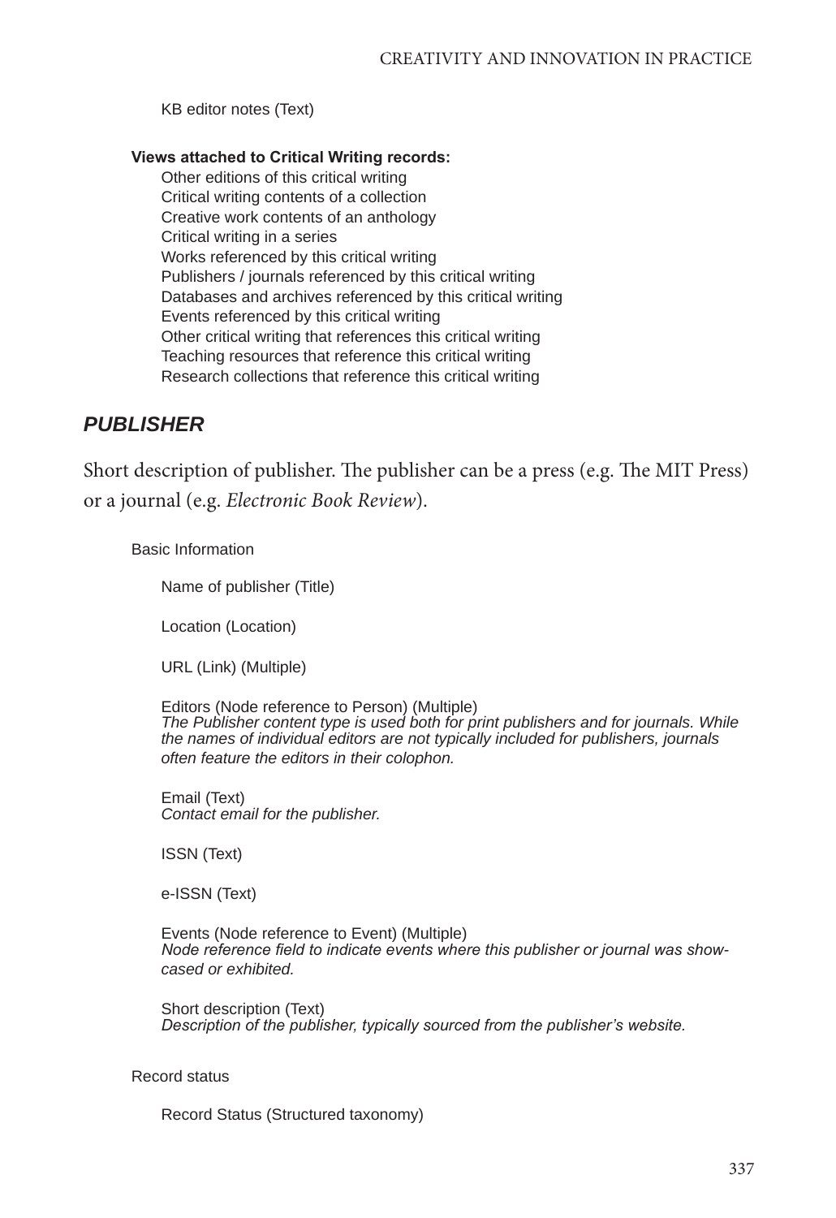KB editor notes (Text)

**Views attached to Critical Writing records:**

Other editions of this critical writing
Critical writing contents of a collection
Creative work contents of an anthology
Critical writing in a series
Works referenced by this critical writing
Publishers / journals referenced by this critical writing
Databases and archives referenced by this critical writing
Events referenced by this critical writing
Other critical writing that references this critical writing
Teaching resources that reference this critical writing
Research collections that reference this critical writing

## *PUBLISHER*

Short description of publisher. The publisher can be a press (e.g. The MIT Press) or a journal (e.g. *Electronic Book Review*).

Basic Information

Name of publisher (Title)

Location (Location)

URL (Link) (Multiple)

Editors (Node reference to Person) (Multiple)
*The Publisher content type is used both for print publishers and for journals. While the names of individual editors are not typically included for publishers, journals often feature the editors in their colophon.*

Email (Text)
*Contact email for the publisher.*

ISSN (Text)

e-ISSN (Text)

Events (Node reference to Event) (Multiple)
*Node reference field to indicate events where this publisher or journal was showcased or exhibited.*

Short description (Text)
*Description of the publisher, typically sourced from the publisher's website.*

Record status

Record Status (Structured taxonomy)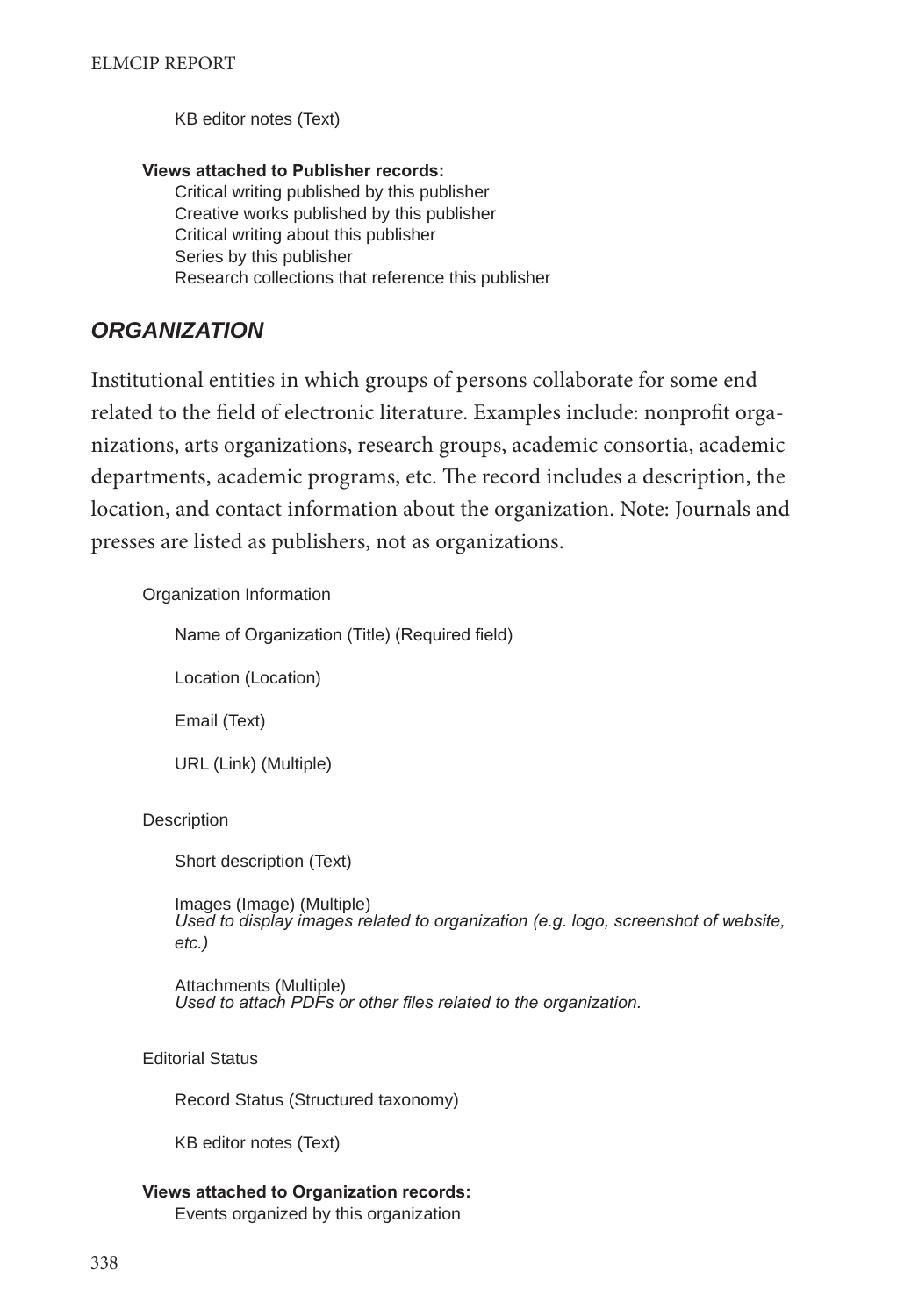KB editor notes (Text)

**Views attached to Publisher records:**

Critical writing published by this publisher
Creative works published by this publisher
Critical writing about this publisher
Series by this publisher
Research collections that reference this publisher

## *ORGANIZATION*

Institutional entities in which groups of persons collaborate for some end related to the field of electronic literature. Examples include: nonprofit organizations, arts organizations, research groups, academic consortia, academic departments, academic programs, etc. The record includes a description, the location, and contact information about the organization. Note: Journals and presses are listed as publishers, not as organizations.

Organization Information

Name of Organization (Title) (Required field)

Location (Location)

Email (Text)

URL (Link) (Multiple)

Description

Short description (Text)

Images (Image) (Multiple)
*Used to display images related to organization (e.g. logo, screenshot of website, etc.)*

Attachments (Multiple)
*Used to attach PDFs or other files related to the organization.*

Editorial Status

Record Status (Structured taxonomy)

KB editor notes (Text)

**Views attached to Organization records:**

Events organized by this organization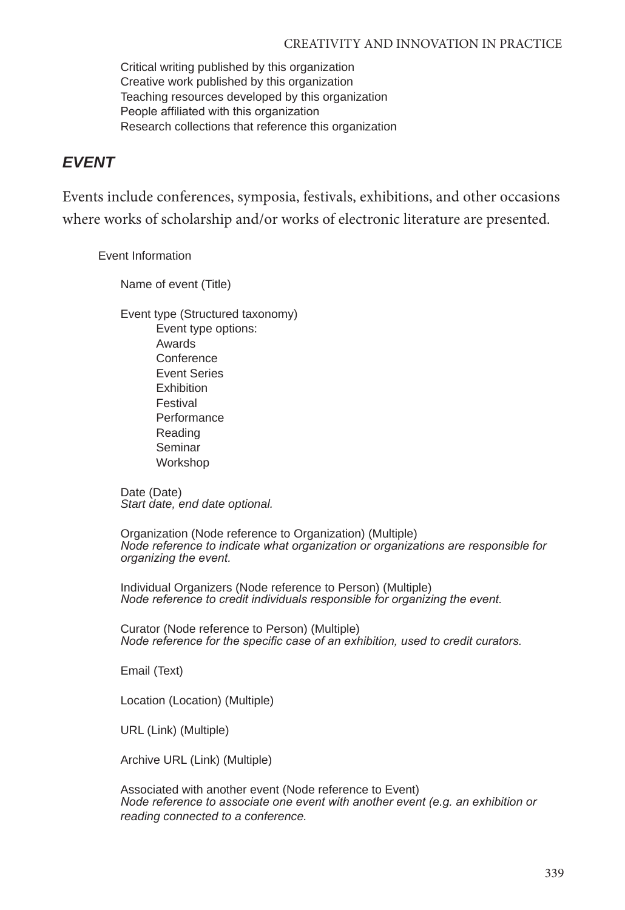Critical writing published by this organization
Creative work published by this organization
Teaching resources developed by this organization
People affiliated with this organization
Research collections that reference this organization

## *EVENT*

Events include conferences, symposia, festivals, exhibitions, and other occasions where works of scholarship and/or works of electronic literature are presented.

Event Information

Name of event (Title)

Event type (Structured taxonomy)
Event type options:
Awards
Conference
Event Series
Exhibition
Festival
Performance
Reading
Seminar
Workshop

Date (Date)
*Start date, end date optional.*

Organization (Node reference to Organization) (Multiple)
*Node reference to indicate what organization or organizations are responsible for organizing the event.*

Individual Organizers (Node reference to Person) (Multiple)
*Node reference to credit individuals responsible for organizing the event.*

Curator (Node reference to Person) (Multiple)
*Node reference for the specific case of an exhibition, used to credit curators.*

Email (Text)

Location (Location) (Multiple)

URL (Link) (Multiple)

Archive URL (Link) (Multiple)

Associated with another event (Node reference to Event)
*Node reference to associate one event with another event (e.g. an exhibition or reading connected to a conference.*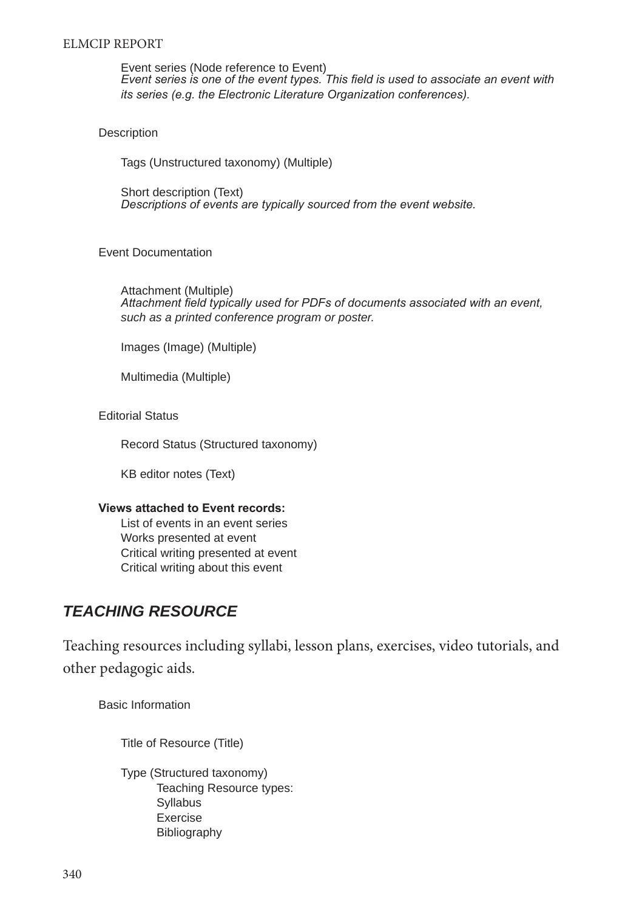Event series (Node reference to Event)
*Event series is one of the event types. This field is used to associate an event with its series (e.g. the Electronic Literature Organization conferences).*

Description

Tags (Unstructured taxonomy) (Multiple)

Short description (Text)
*Descriptions of events are typically sourced from the event website.*

Event Documentation

Attachment (Multiple)
*Attachment field typically used for PDFs of documents associated with an event, such as a printed conference program or poster.*

Images (Image) (Multiple)

Multimedia (Multiple)

Editorial Status

Record Status (Structured taxonomy)

KB editor notes (Text)

**Views attached to Event records:**

- List of events in an event series
- Works presented at event
- Critical writing presented at event
- Critical writing about this event

## *TEACHING RESOURCE*

Teaching resources including syllabi, lesson plans, exercises, video tutorials, and other pedagogic aids.

Basic Information

Title of Resource (Title)

Type (Structured taxonomy)
- Teaching Resource types:
  - Syllabus
  - Exercise
  - Bibliography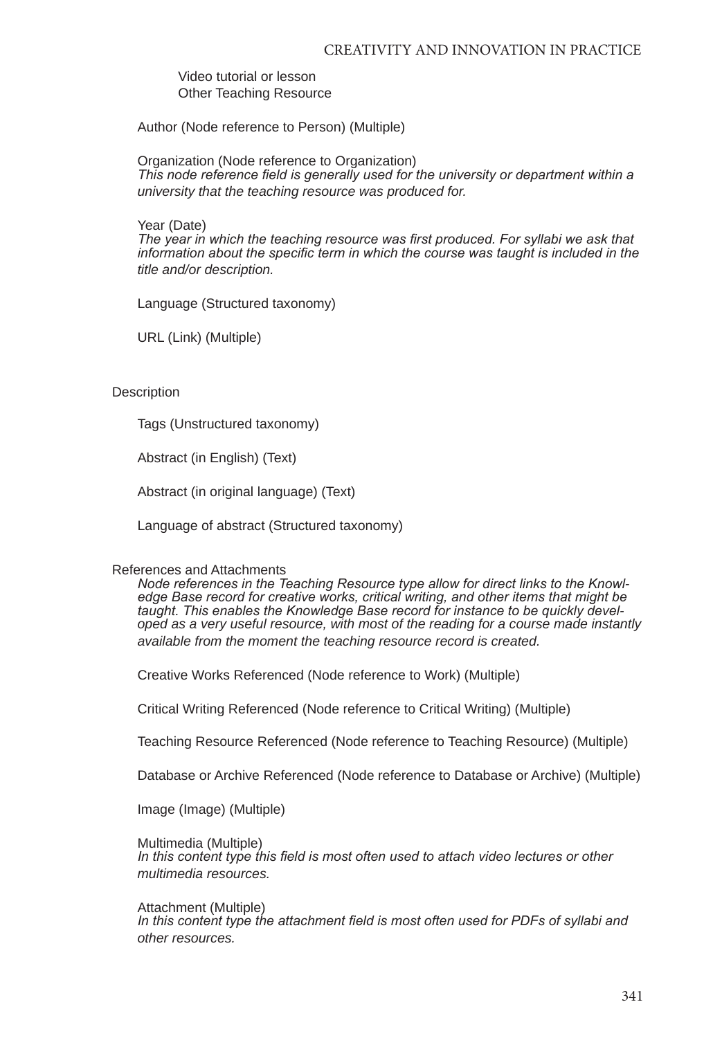Video tutorial or lesson
Other Teaching Resource

Author (Node reference to Person) (Multiple)

Organization (Node reference to Organization)
*This node reference field is generally used for the university or department within a university that the teaching resource was produced for.*

Year (Date)
*The year in which the teaching resource was first produced. For syllabi we ask that information about the specific term in which the course was taught is included in the title and/or description.*

Language (Structured taxonomy)

URL (Link) (Multiple)

Description

Tags (Unstructured taxonomy)

Abstract (in English) (Text)

Abstract (in original language) (Text)

Language of abstract (Structured taxonomy)

References and Attachments
*Node references in the Teaching Resource type allow for direct links to the Knowledge Base record for creative works, critical writing, and other items that might be taught. This enables the Knowledge Base record for instance to be quickly developed as a very useful resource, with most of the reading for a course made instantly available from the moment the teaching resource record is created.*

Creative Works Referenced (Node reference to Work) (Multiple)

Critical Writing Referenced (Node reference to Critical Writing) (Multiple)

Teaching Resource Referenced (Node reference to Teaching Resource) (Multiple)

Database or Archive Referenced (Node reference to Database or Archive) (Multiple)

Image (Image) (Multiple)

Multimedia (Multiple)
*In this content type this field is most often used to attach video lectures or other multimedia resources.*

Attachment (Multiple)
*In this content type the attachment field is most often used for PDFs of syllabi and other resources.*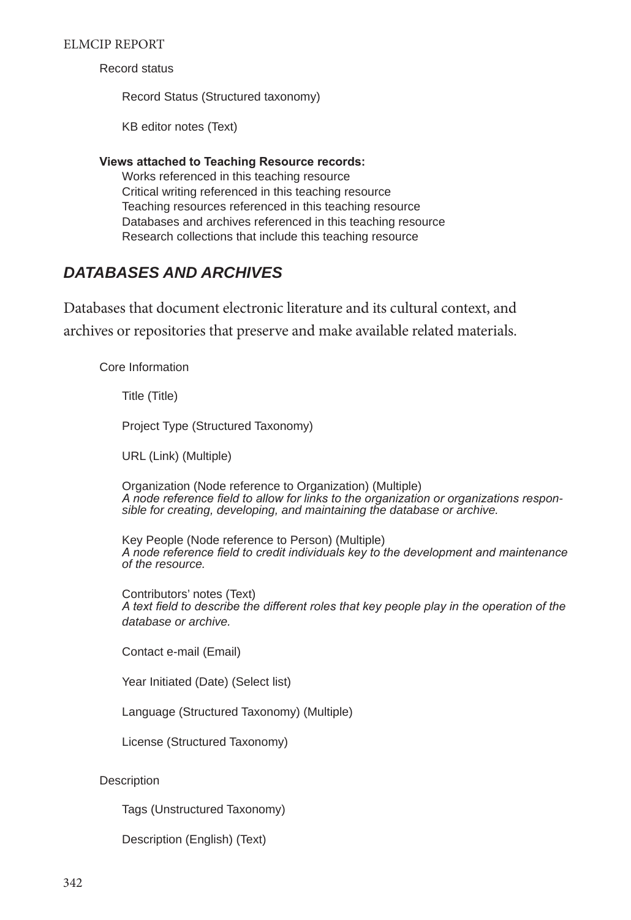Record status

Record Status (Structured taxonomy)

KB editor notes (Text)

**Views attached to Teaching Resource records:**

Works referenced in this teaching resource
Critical writing referenced in this teaching resource
Teaching resources referenced in this teaching resource
Databases and archives referenced in this teaching resource
Research collections that include this teaching resource

## *DATABASES AND ARCHIVES*

Databases that document electronic literature and its cultural context, and archives or repositories that preserve and make available related materials.

Core Information

Title (Title)

Project Type (Structured Taxonomy)

URL (Link) (Multiple)

Organization (Node reference to Organization) (Multiple)
*A node reference field to allow for links to the organization or organizations responsible for creating, developing, and maintaining the database or archive.*

Key People (Node reference to Person) (Multiple)
*A node reference field to credit individuals key to the development and maintenance of the resource.*

Contributors' notes (Text)
*A text field to describe the different roles that key people play in the operation of the database or archive.*

Contact e-mail (Email)

Year Initiated (Date) (Select list)

Language (Structured Taxonomy) (Multiple)

License (Structured Taxonomy)

Description

Tags (Unstructured Taxonomy)

Description (English) (Text)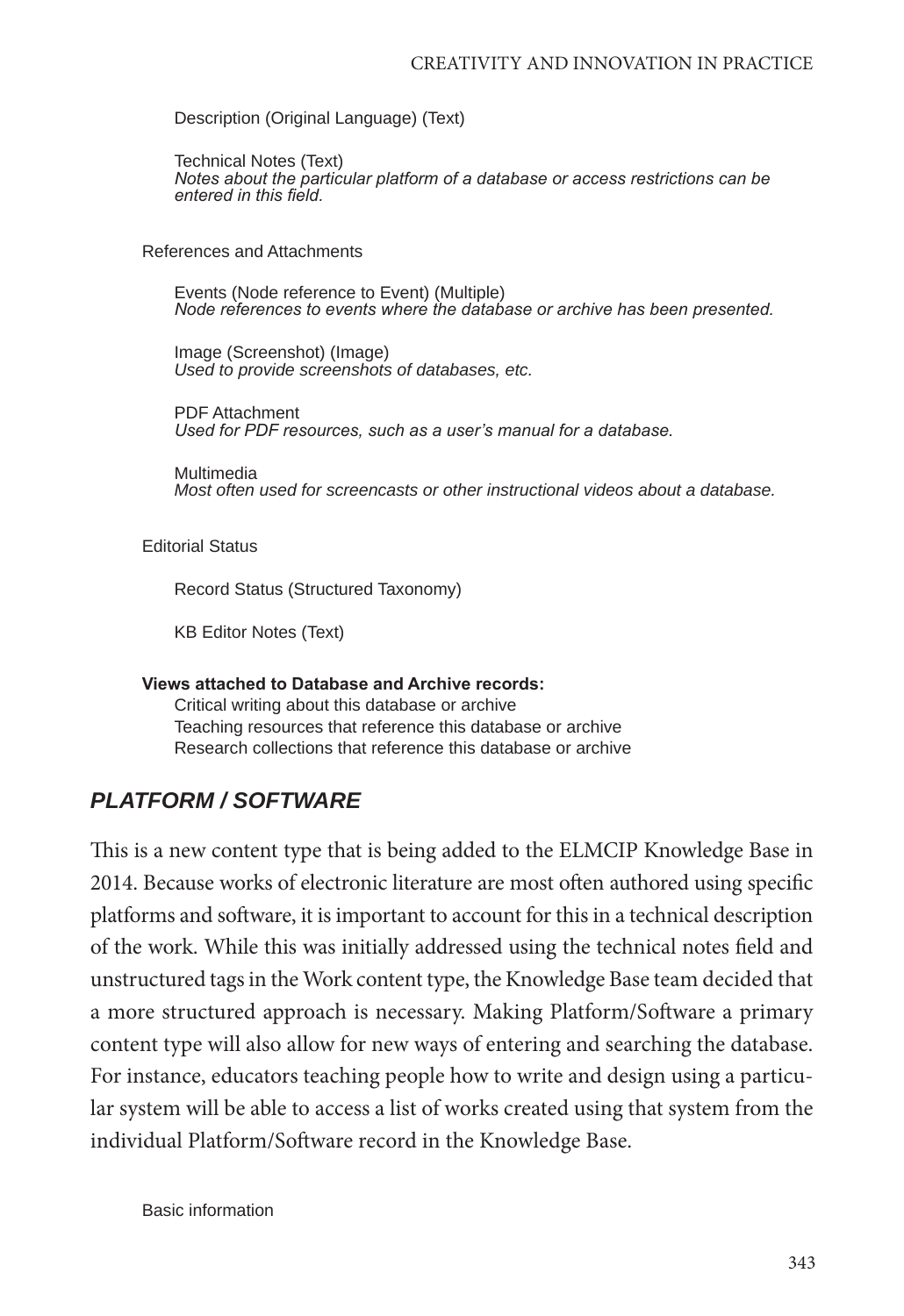Description (Original Language) (Text)

Technical Notes (Text)
*Notes about the particular platform of a database or access restrictions can be entered in this field.*

References and Attachments

Events (Node reference to Event) (Multiple)
*Node references to events where the database or archive has been presented.*

Image (Screenshot) (Image)
*Used to provide screenshots of databases, etc.*

PDF Attachment
*Used for PDF resources, such as a user's manual for a database.*

Multimedia
*Most often used for screencasts or other instructional videos about a database.*

Editorial Status

Record Status (Structured Taxonomy)

KB Editor Notes (Text)

**Views attached to Database and Archive records:**
Critical writing about this database or archive
Teaching resources that reference this database or archive
Research collections that reference this database or archive

## *PLATFORM / SOFTWARE*

This is a new content type that is being added to the ELMCIP Knowledge Base in 2014. Because works of electronic literature are most often authored using specific platforms and software, it is important to account for this in a technical description of the work. While this was initially addressed using the technical notes field and unstructured tags in the Work content type, the Knowledge Base team decided that a more structured approach is necessary. Making Platform/Software a primary content type will also allow for new ways of entering and searching the database. For instance, educators teaching people how to write and design using a particular system will be able to access a list of works created using that system from the individual Platform/Software record in the Knowledge Base.

Basic information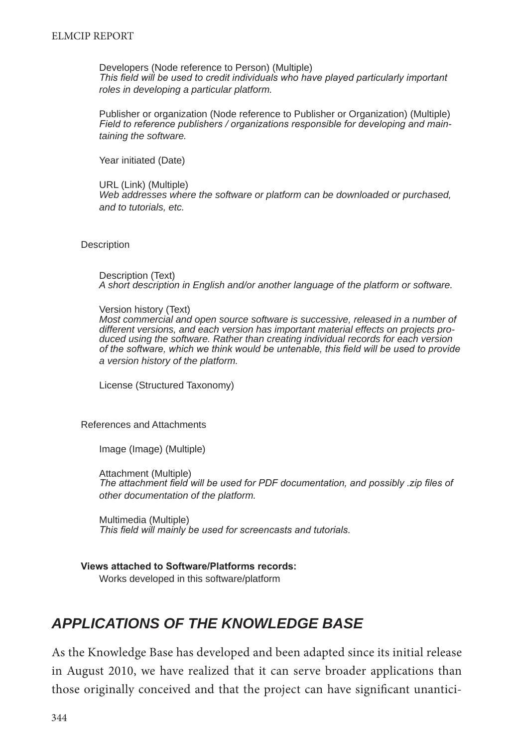Developers (Node reference to Person) (Multiple)
*This field will be used to credit individuals who have played particularly important roles in developing a particular platform.*

Publisher or organization (Node reference to Publisher or Organization) (Multiple)
*Field to reference publishers / organizations responsible for developing and maintaining the software.*

Year initiated (Date)

URL (Link) (Multiple)
*Web addresses where the software or platform can be downloaded or purchased, and to tutorials, etc.*

Description

Description (Text)
*A short description in English and/or another language of the platform or software.*

Version history (Text)
*Most commercial and open source software is successive, released in a number of different versions, and each version has important material effects on projects produced using the software. Rather than creating individual records for each version of the software, which we think would be untenable, this field will be used to provide a version history of the platform.*

License (Structured Taxonomy)

References and Attachments

Image (Image) (Multiple)

Attachment (Multiple)
*The attachment field will be used for PDF documentation, and possibly .zip files of other documentation of the platform.*

Multimedia (Multiple)
*This field will mainly be used for screencasts and tutorials.*

**Views attached to Software/Platforms records:**
Works developed in this software/platform

## *APPLICATIONS OF THE KNOWLEDGE BASE*

As the Knowledge Base has developed and been adapted since its initial release in August 2010, we have realized that it can serve broader applications than those originally conceived and that the project can have significant unantici-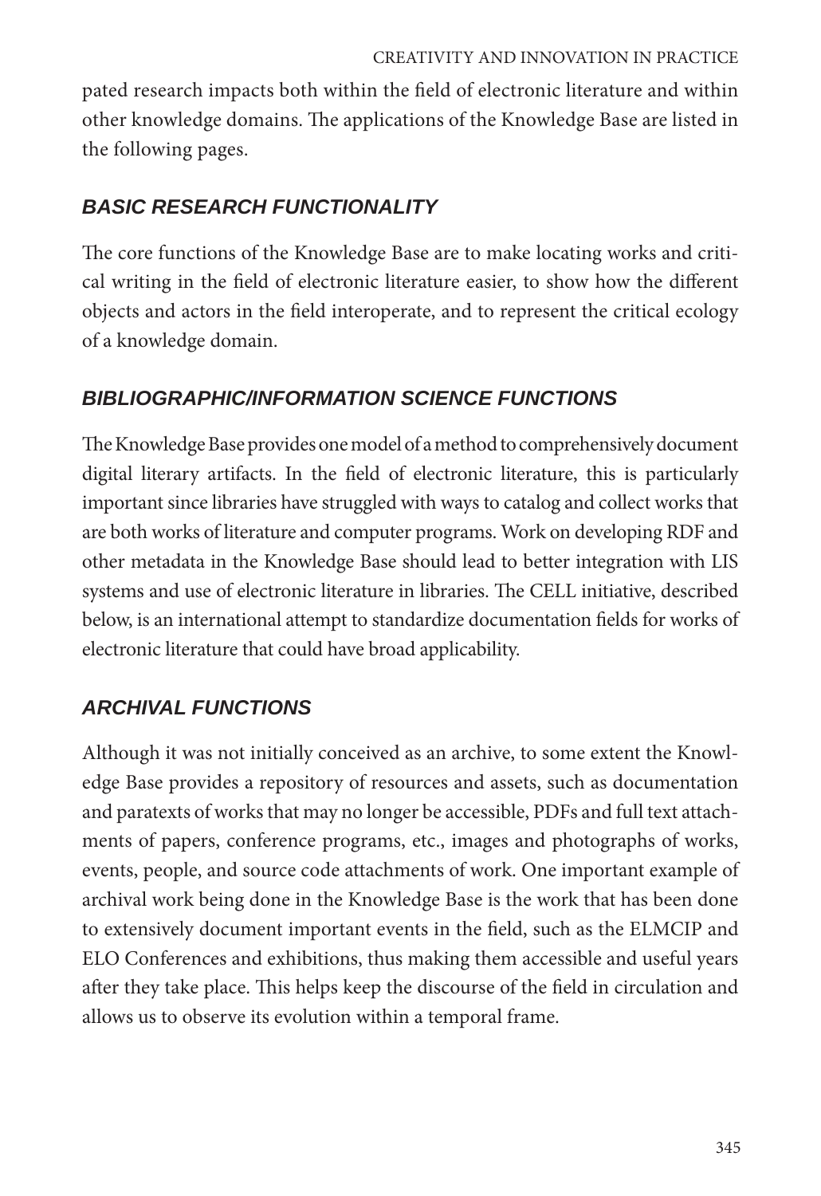pated research impacts both within the field of electronic literature and within other knowledge domains. The applications of the Knowledge Base are listed in the following pages.

### *BASIC RESEARCH FUNCTIONALITY*

The core functions of the Knowledge Base are to make locating works and critical writing in the field of electronic literature easier, to show how the different objects and actors in the field interoperate, and to represent the critical ecology of a knowledge domain.

### *BIBLIOGRAPHIC/INFORMATION SCIENCE FUNCTIONS*

The Knowledge Base provides one model of a method to comprehensively document digital literary artifacts. In the field of electronic literature, this is particularly important since libraries have struggled with ways to catalog and collect works that are both works of literature and computer programs. Work on developing RDF and other metadata in the Knowledge Base should lead to better integration with LIS systems and use of electronic literature in libraries. The CELL initiative, described below, is an international attempt to standardize documentation fields for works of electronic literature that could have broad applicability.

### *ARCHIVAL FUNCTIONS*

Although it was not initially conceived as an archive, to some extent the Knowledge Base provides a repository of resources and assets, such as documentation and paratexts of works that may no longer be accessible, PDFs and full text attachments of papers, conference programs, etc., images and photographs of works, events, people, and source code attachments of work. One important example of archival work being done in the Knowledge Base is the work that has been done to extensively document important events in the field, such as the ELMCIP and ELO Conferences and exhibitions, thus making them accessible and useful years after they take place. This helps keep the discourse of the field in circulation and allows us to observe its evolution within a temporal frame.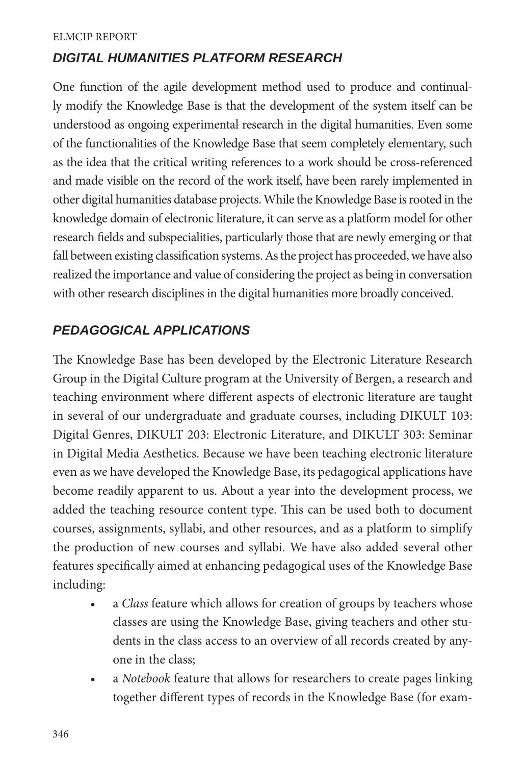## DIGITAL HUMANITIES PLATFORM RESEARCH

One function of the agile development method used to produce and continually modify the Knowledge Base is that the development of the system itself can be understood as ongoing experimental research in the digital humanities. Even some of the functionalities of the Knowledge Base that seem completely elementary, such as the idea that the critical writing references to a work should be cross-referenced and made visible on the record of the work itself, have been rarely implemented in other digital humanities database projects. While the Knowledge Base is rooted in the knowledge domain of electronic literature, it can serve as a platform model for other research fields and subspecialities, particularly those that are newly emerging or that fall between existing classification systems. As the project has proceeded, we have also realized the importance and value of considering the project as being in conversation with other research disciplines in the digital humanities more broadly conceived.

## PEDAGOGICAL APPLICATIONS

The Knowledge Base has been developed by the Electronic Literature Research Group in the Digital Culture program at the University of Bergen, a research and teaching environment where different aspects of electronic literature are taught in several of our undergraduate and graduate courses, including DIKULT 103: Digital Genres, DIKULT 203: Electronic Literature, and DIKULT 303: Seminar in Digital Media Aesthetics. Because we have been teaching electronic literature even as we have developed the Knowledge Base, its pedagogical applications have become readily apparent to us. About a year into the development process, we added the teaching resource content type. This can be used both to document courses, assignments, syllabi, and other resources, and as a platform to simplify the production of new courses and syllabi. We have also added several other features specifically aimed at enhancing pedagogical uses of the Knowledge Base including:

- a *Class* feature which allows for creation of groups by teachers whose classes are using the Knowledge Base, giving teachers and other students in the class access to an overview of all records created by anyone in the class;
- a *Notebook* feature that allows for researchers to create pages linking together different types of records in the Knowledge Base (for exam-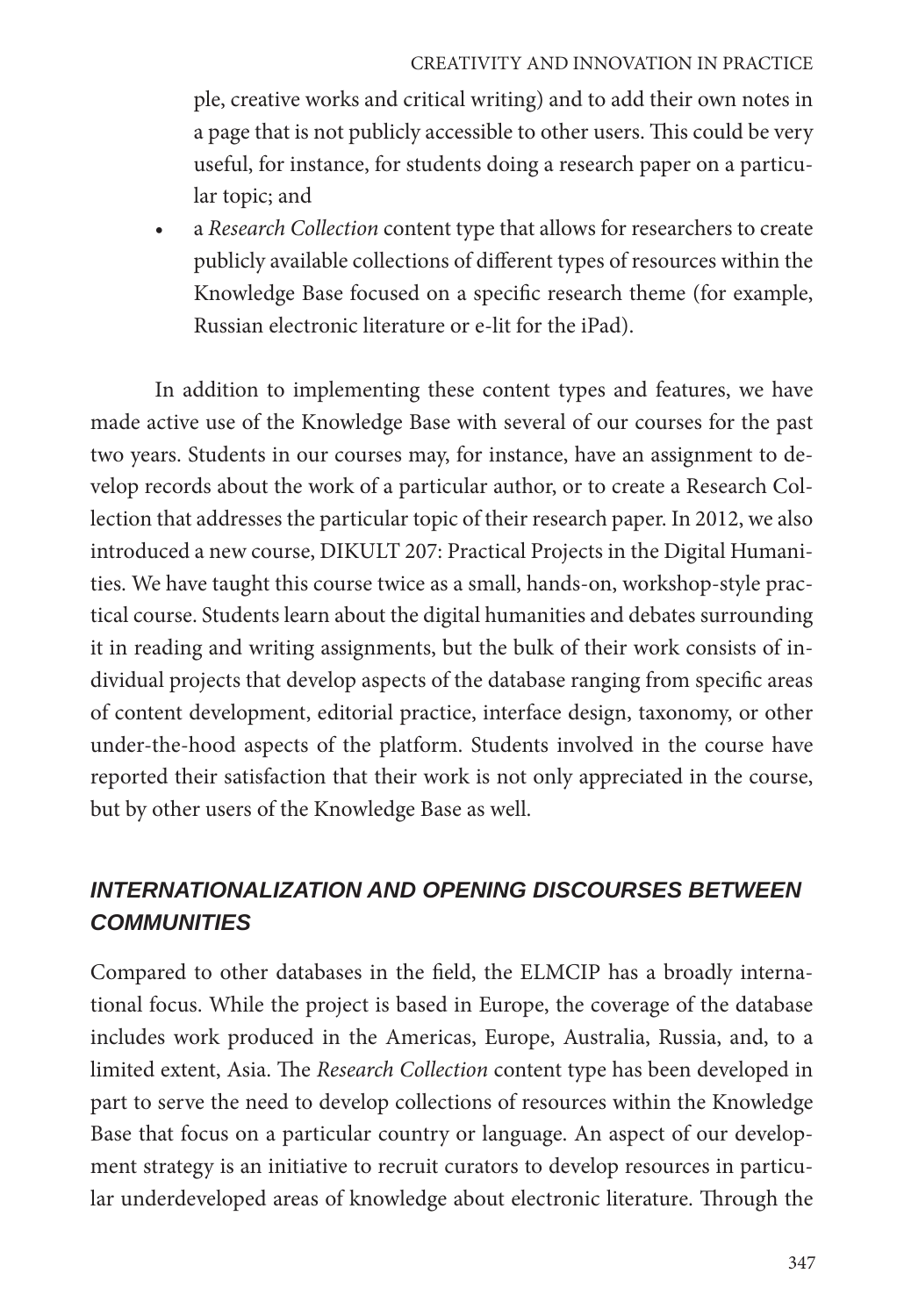ple, creative works and critical writing) and to add their own notes in a page that is not publicly accessible to other users. This could be very useful, for instance, for students doing a research paper on a particular topic; and

- a *Research Collection* content type that allows for researchers to create publicly available collections of different types of resources within the Knowledge Base focused on a specific research theme (for example, Russian electronic literature or e-lit for the iPad).

In addition to implementing these content types and features, we have made active use of the Knowledge Base with several of our courses for the past two years. Students in our courses may, for instance, have an assignment to develop records about the work of a particular author, or to create a Research Collection that addresses the particular topic of their research paper. In 2012, we also introduced a new course, DIKULT 207: Practical Projects in the Digital Humanities. We have taught this course twice as a small, hands-on, workshop-style practical course. Students learn about the digital humanities and debates surrounding it in reading and writing assignments, but the bulk of their work consists of individual projects that develop aspects of the database ranging from specific areas of content development, editorial practice, interface design, taxonomy, or other under-the-hood aspects of the platform. Students involved in the course have reported their satisfaction that their work is not only appreciated in the course, but by other users of the Knowledge Base as well.

## *INTERNATIONALIZATION AND OPENING DISCOURSES BETWEEN COMMUNITIES*

Compared to other databases in the field, the ELMCIP has a broadly international focus. While the project is based in Europe, the coverage of the database includes work produced in the Americas, Europe, Australia, Russia, and, to a limited extent, Asia. The *Research Collection* content type has been developed in part to serve the need to develop collections of resources within the Knowledge Base that focus on a particular country or language. An aspect of our development strategy is an initiative to recruit curators to develop resources in particular underdeveloped areas of knowledge about electronic literature. Through the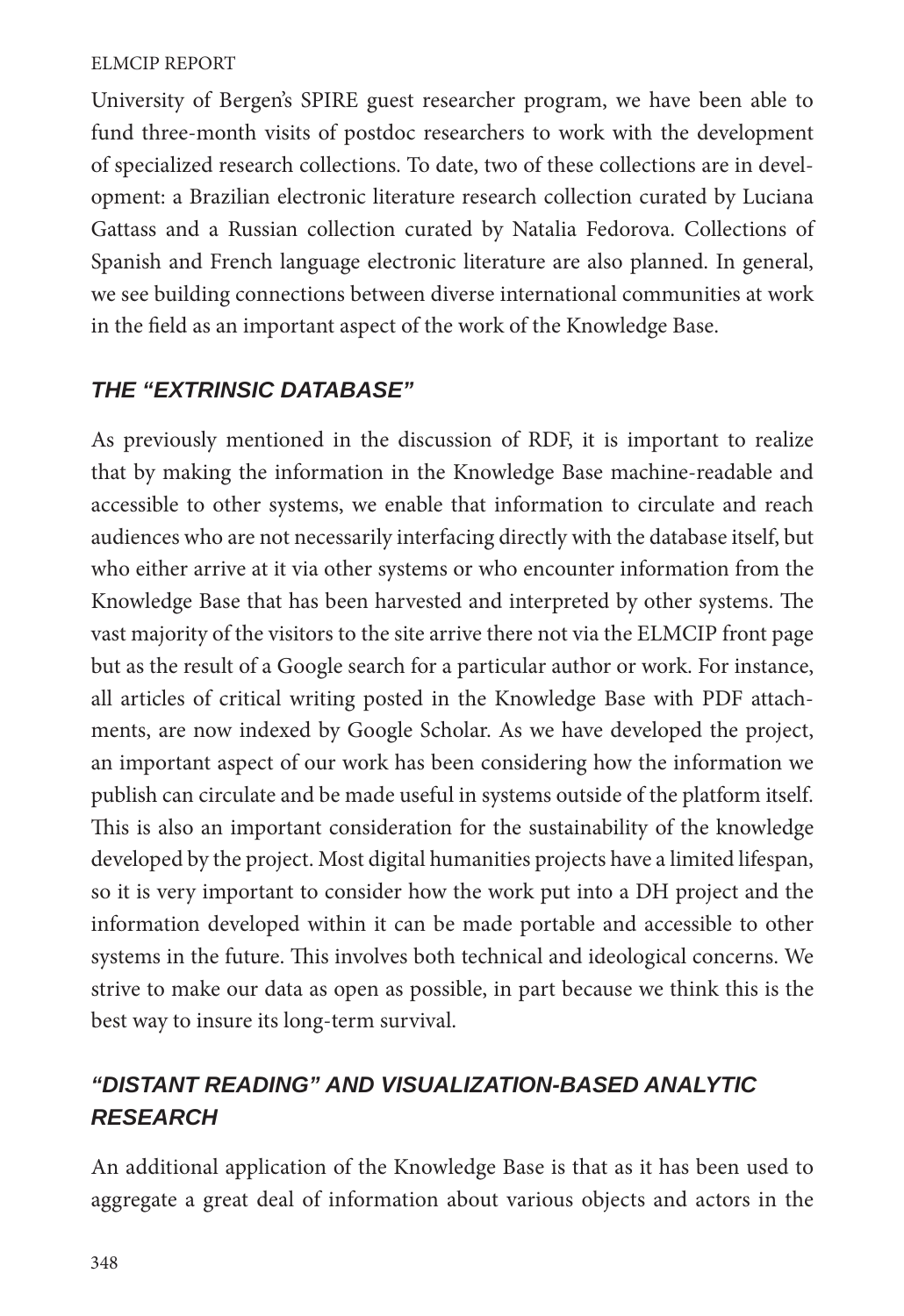University of Bergen's SPIRE guest researcher program, we have been able to fund three-month visits of postdoc researchers to work with the development of specialized research collections. To date, two of these collections are in development: a Brazilian electronic literature research collection curated by Luciana Gattass and a Russian collection curated by Natalia Fedorova. Collections of Spanish and French language electronic literature are also planned. In general, we see building connections between diverse international communities at work in the field as an important aspect of the work of the Knowledge Base.

## *THE "EXTRINSIC DATABASE"*

As previously mentioned in the discussion of RDF, it is important to realize that by making the information in the Knowledge Base machine-readable and accessible to other systems, we enable that information to circulate and reach audiences who are not necessarily interfacing directly with the database itself, but who either arrive at it via other systems or who encounter information from the Knowledge Base that has been harvested and interpreted by other systems. The vast majority of the visitors to the site arrive there not via the ELMCIP front page but as the result of a Google search for a particular author or work. For instance, all articles of critical writing posted in the Knowledge Base with PDF attachments, are now indexed by Google Scholar. As we have developed the project, an important aspect of our work has been considering how the information we publish can circulate and be made useful in systems outside of the platform itself. This is also an important consideration for the sustainability of the knowledge developed by the project. Most digital humanities projects have a limited lifespan, so it is very important to consider how the work put into a DH project and the information developed within it can be made portable and accessible to other systems in the future. This involves both technical and ideological concerns. We strive to make our data as open as possible, in part because we think this is the best way to insure its long-term survival.

## *"DISTANT READING" AND VISUALIZATION-BASED ANALYTIC RESEARCH*

An additional application of the Knowledge Base is that as it has been used to aggregate a great deal of information about various objects and actors in the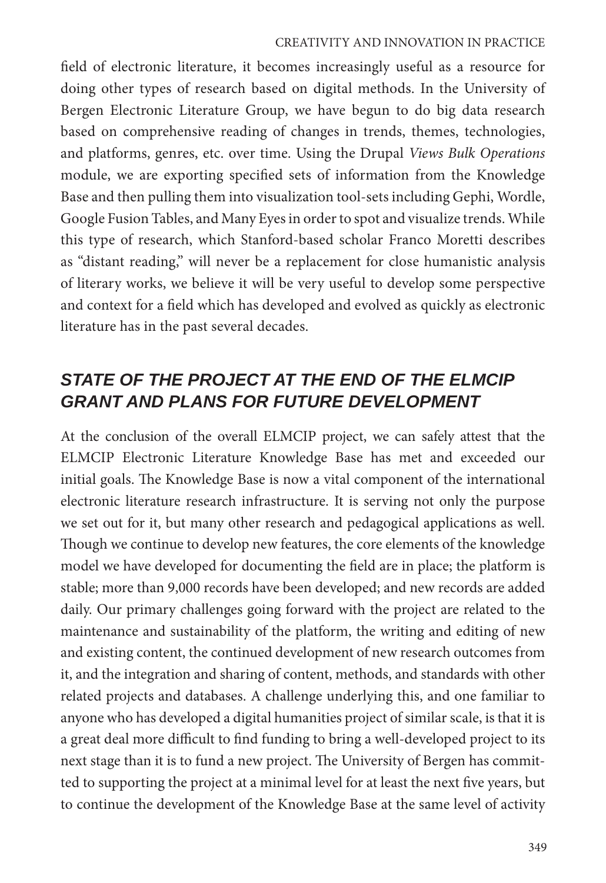field of electronic literature, it becomes increasingly useful as a resource for doing other types of research based on digital methods. In the University of Bergen Electronic Literature Group, we have begun to do big data research based on comprehensive reading of changes in trends, themes, technologies, and platforms, genres, etc. over time. Using the Drupal *Views Bulk Operations* module, we are exporting specified sets of information from the Knowledge Base and then pulling them into visualization tool-sets including Gephi, Wordle, Google Fusion Tables, and Many Eyes in order to spot and visualize trends. While this type of research, which Stanford-based scholar Franco Moretti describes as "distant reading," will never be a replacement for close humanistic analysis of literary works, we believe it will be very useful to develop some perspective and context for a field which has developed and evolved as quickly as electronic literature has in the past several decades.

## STATE OF THE PROJECT AT THE END OF THE ELMCIP GRANT AND PLANS FOR FUTURE DEVELOPMENT

At the conclusion of the overall ELMCIP project, we can safely attest that the ELMCIP Electronic Literature Knowledge Base has met and exceeded our initial goals. The Knowledge Base is now a vital component of the international electronic literature research infrastructure. It is serving not only the purpose we set out for it, but many other research and pedagogical applications as well. Though we continue to develop new features, the core elements of the knowledge model we have developed for documenting the field are in place; the platform is stable; more than 9,000 records have been developed; and new records are added daily. Our primary challenges going forward with the project are related to the maintenance and sustainability of the platform, the writing and editing of new and existing content, the continued development of new research outcomes from it, and the integration and sharing of content, methods, and standards with other related projects and databases. A challenge underlying this, and one familiar to anyone who has developed a digital humanities project of similar scale, is that it is a great deal more difficult to find funding to bring a well-developed project to its next stage than it is to fund a new project. The University of Bergen has committed to supporting the project at a minimal level for at least the next five years, but to continue the development of the Knowledge Base at the same level of activity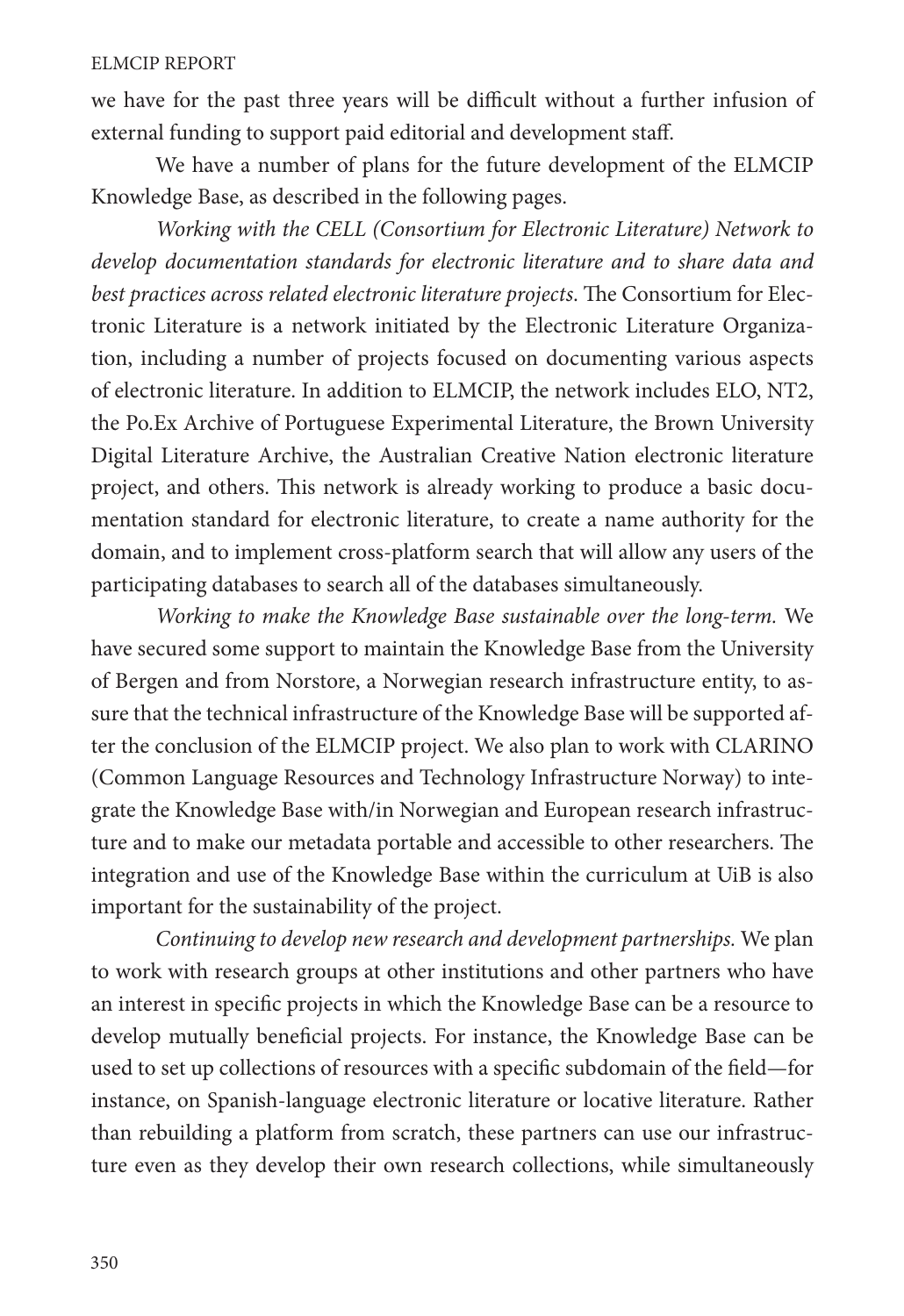we have for the past three years will be difficult without a further infusion of external funding to support paid editorial and development staff.

We have a number of plans for the future development of the ELMCIP Knowledge Base, as described in the following pages.

*Working with the CELL (Consortium for Electronic Literature) Network to develop documentation standards for electronic literature and to share data and best practices across related electronic literature projects*. The Consortium for Electronic Literature is a network initiated by the Electronic Literature Organization, including a number of projects focused on documenting various aspects of electronic literature. In addition to ELMCIP, the network includes ELO, NT2, the Po.Ex Archive of Portuguese Experimental Literature, the Brown University Digital Literature Archive, the Australian Creative Nation electronic literature project, and others. This network is already working to produce a basic documentation standard for electronic literature, to create a name authority for the domain, and to implement cross-platform search that will allow any users of the participating databases to search all of the databases simultaneously.

*Working to make the Knowledge Base sustainable over the long-term.* We have secured some support to maintain the Knowledge Base from the University of Bergen and from Norstore, a Norwegian research infrastructure entity, to assure that the technical infrastructure of the Knowledge Base will be supported after the conclusion of the ELMCIP project. We also plan to work with CLARINO (Common Language Resources and Technology Infrastructure Norway) to integrate the Knowledge Base with/in Norwegian and European research infrastructure and to make our metadata portable and accessible to other researchers. The integration and use of the Knowledge Base within the curriculum at UiB is also important for the sustainability of the project.

*Continuing to develop new research and development partnerships.* We plan to work with research groups at other institutions and other partners who have an interest in specific projects in which the Knowledge Base can be a resource to develop mutually beneficial projects. For instance, the Knowledge Base can be used to set up collections of resources with a specific subdomain of the field—for instance, on Spanish-language electronic literature or locative literature. Rather than rebuilding a platform from scratch, these partners can use our infrastructure even as they develop their own research collections, while simultaneously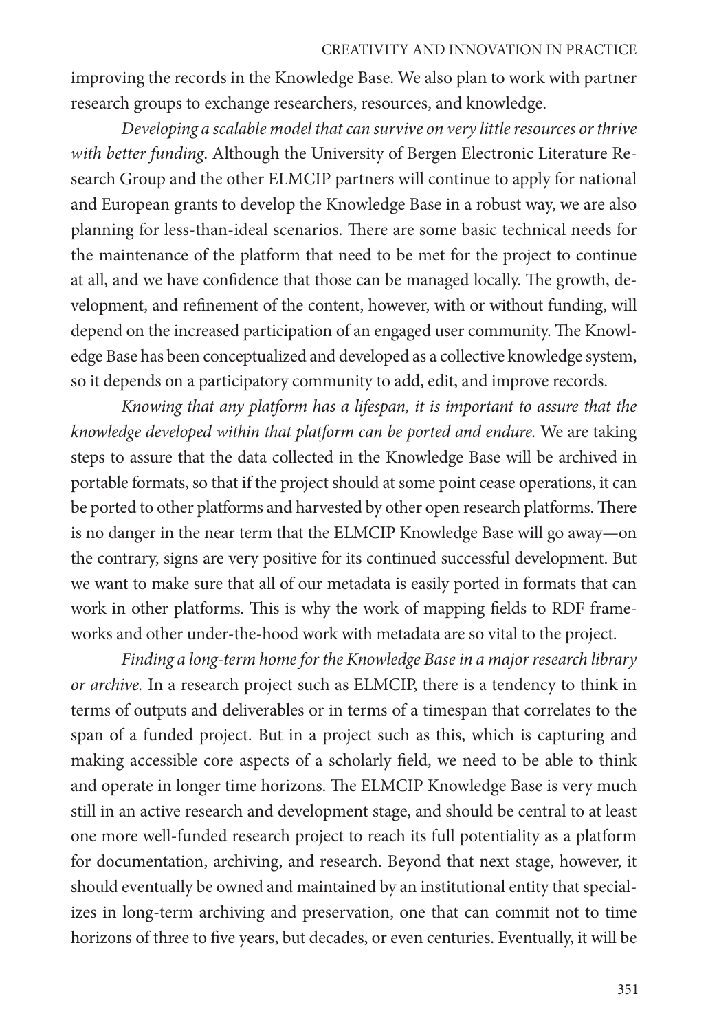improving the records in the Knowledge Base. We also plan to work with partner research groups to exchange researchers, resources, and knowledge.

*Developing a scalable model that can survive on very little resources or thrive with better funding*. Although the University of Bergen Electronic Literature Research Group and the other ELMCIP partners will continue to apply for national and European grants to develop the Knowledge Base in a robust way, we are also planning for less-than-ideal scenarios. There are some basic technical needs for the maintenance of the platform that need to be met for the project to continue at all, and we have confidence that those can be managed locally. The growth, development, and refinement of the content, however, with or without funding, will depend on the increased participation of an engaged user community. The Knowledge Base has been conceptualized and developed as a collective knowledge system, so it depends on a participatory community to add, edit, and improve records.

*Knowing that any platform has a lifespan, it is important to assure that the knowledge developed within that platform can be ported and endure.* We are taking steps to assure that the data collected in the Knowledge Base will be archived in portable formats, so that if the project should at some point cease operations, it can be ported to other platforms and harvested by other open research platforms. There is no danger in the near term that the ELMCIP Knowledge Base will go away—on the contrary, signs are very positive for its continued successful development. But we want to make sure that all of our metadata is easily ported in formats that can work in other platforms. This is why the work of mapping fields to RDF frameworks and other under-the-hood work with metadata are so vital to the project.

*Finding a long-term home for the Knowledge Base in a major research library or archive.* In a research project such as ELMCIP, there is a tendency to think in terms of outputs and deliverables or in terms of a timespan that correlates to the span of a funded project. But in a project such as this, which is capturing and making accessible core aspects of a scholarly field, we need to be able to think and operate in longer time horizons. The ELMCIP Knowledge Base is very much still in an active research and development stage, and should be central to at least one more well-funded research project to reach its full potentiality as a platform for documentation, archiving, and research. Beyond that next stage, however, it should eventually be owned and maintained by an institutional entity that specializes in long-term archiving and preservation, one that can commit not to time horizons of three to five years, but decades, or even centuries. Eventually, it will be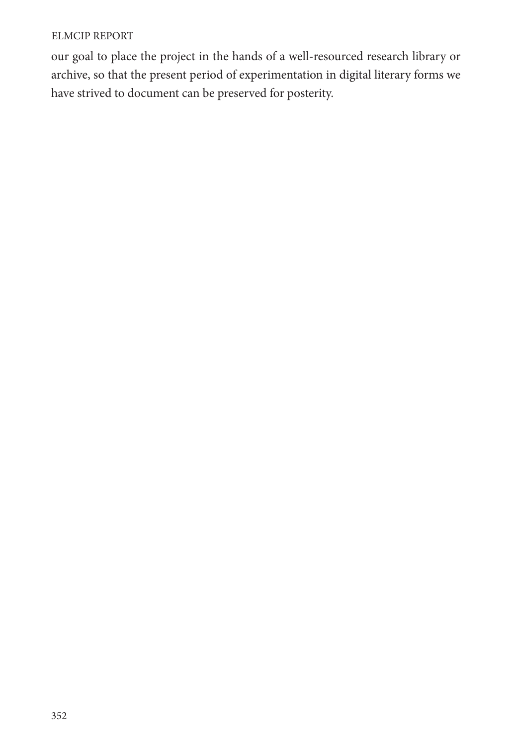our goal to place the project in the hands of a well-resourced research library or archive, so that the present period of experimentation in digital literary forms we have strived to document can be preserved for posterity.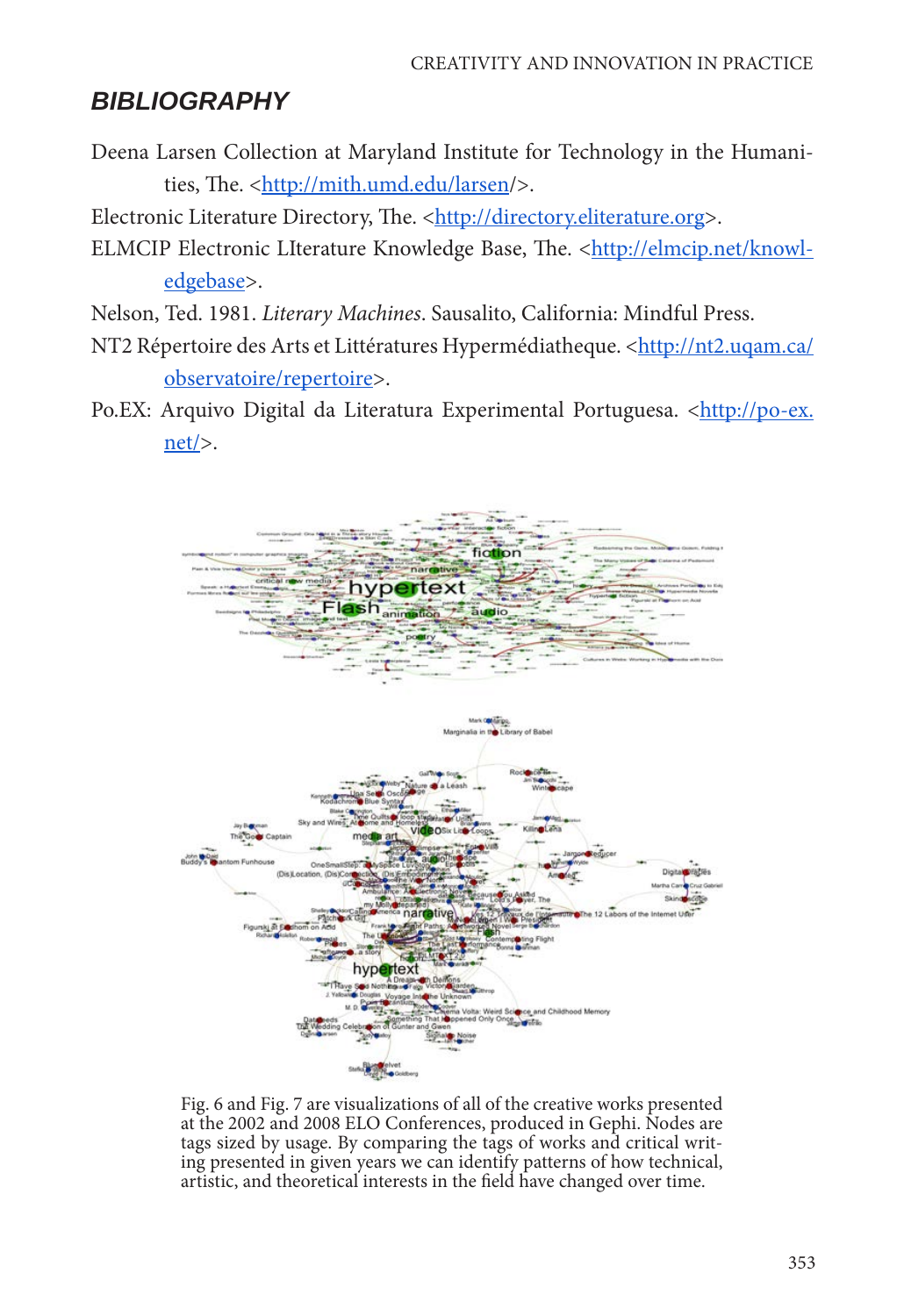## BIBLIOGRAPHY

Deena Larsen Collection at Maryland Institute for Technology in the Humanities, The. <http://mith.umd.edu/larsen/>.

Electronic Literature Directory, The. <http://directory.eliterature.org>.

ELMCIP Electronic LIterature Knowledge Base, The. <http://elmcip.net/knowledgebase>.

Nelson, Ted. 1981. *Literary Machines*. Sausalito, California: Mindful Press.

NT2 Répertoire des Arts et Littératures Hypermédiatheque. <http://nt2.uqam.ca/observatoire/repertoire>.

Po.EX: Arquivo Digital da Literatura Experimental Portuguesa. <http://po-ex.net/>.

Fig. 6 and Fig. 7 are visualizations of all of the creative works presented at the 2002 and 2008 ELO Conferences, produced in Gephi. Nodes are tags sized by usage. By comparing the tags of works and critical writing presented in given years we can identify patterns of how technical, artistic, and theoretical interests in the field have changed over time.